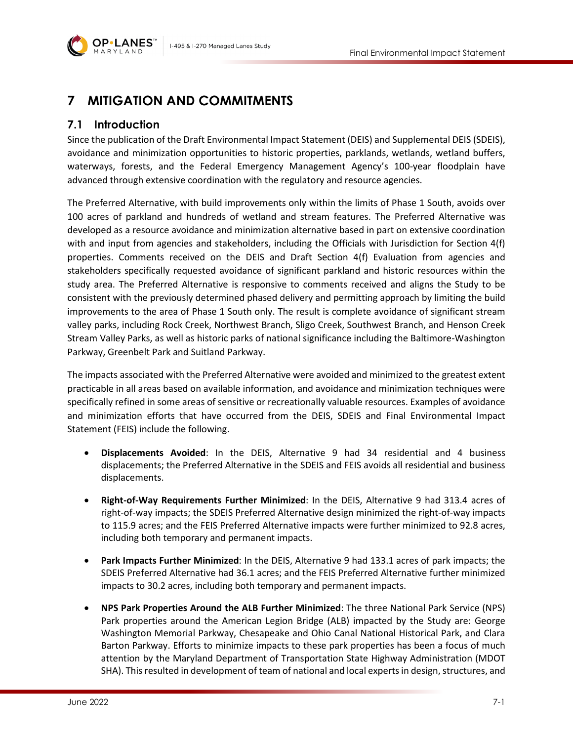# 7 MITIGATION AND COMMITMENTS

## 7.1 Introduction

Since the publication of the Draft Environmental Impact Statement (DEIS) and Supplemental DEIS (SDEIS), avoidance and minimization opportunities to historic properties, parklands, wetlands, wetland buffers, waterways, forests, and the Federal Emergency Management Agency's 100-year floodplain have advanced through extensive coordination with the regulatory and resource agencies.

The Preferred Alternative, with build improvements only within the limits of Phase 1 South, avoids over 100 acres of parkland and hundreds of wetland and stream features. The Preferred Alternative was developed as a resource avoidance and minimization alternative based in part on extensive coordination with and input from agencies and stakeholders, including the Officials with Jurisdiction for Section 4(f) properties. Comments received on the DEIS and Draft Section 4(f) Evaluation from agencies and stakeholders specifically requested avoidance of significant parkland and historic resources within the study area. The Preferred Alternative is responsive to comments received and aligns the Study to be consistent with the previously determined phased delivery and permitting approach by limiting the build improvements to the area of Phase 1 South only. The result is complete avoidance of significant stream valley parks, including Rock Creek, Northwest Branch, Sligo Creek, Southwest Branch, and Henson Creek Stream Valley Parks, as well as historic parks of national significance including the Baltimore-Washington Parkway, Greenbelt Park and Suitland Parkway.

The impacts associated with the Preferred Alternative were avoided and minimized to the greatest extent practicable in all areas based on available information, and avoidance and minimization techniques were specifically refined in some areas of sensitive or recreationally valuable resources. Examples of avoidance and minimization efforts that have occurred from the DEIS, SDEIS and Final Environmental Impact Statement (FEIS) include the following.

- **Displacements Avoided**: In the DEIS, Alternative 9 had 34 residential and 4 business displacements; the Preferred Alternative in the SDEIS and FEIS avoids all residential and business displacements.
- **Right-of-Way Requirements Further Minimized**: In the DEIS, Alternative 9 had 313.4 acres of right-of-way impacts; the SDEIS Preferred Alternative design minimized the right-of-way impacts to 115.9 acres; and the FEIS Preferred Alternative impacts were further minimized to 92.8 acres, including both temporary and permanent impacts.
- **Park Impacts Further Minimized**: In the DEIS, Alternative 9 had 133.1 acres of park impacts; the SDEIS Preferred Alternative had 36.1 acres; and the FEIS Preferred Alternative further minimized impacts to 30.2 acres, including both temporary and permanent impacts.
- **NPS Park Properties Around the ALB Further Minimized**: The three National Park Service (NPS) Park properties around the American Legion Bridge (ALB) impacted by the Study are: George Washington Memorial Parkway, Chesapeake and Ohio Canal National Historical Park, and Clara Barton Parkway. Efforts to minimize impacts to these park properties has been a focus of much attention by the Maryland Department of Transportation State Highway Administration (MDOT SHA). This resulted in development of team of national and local experts in design, structures, and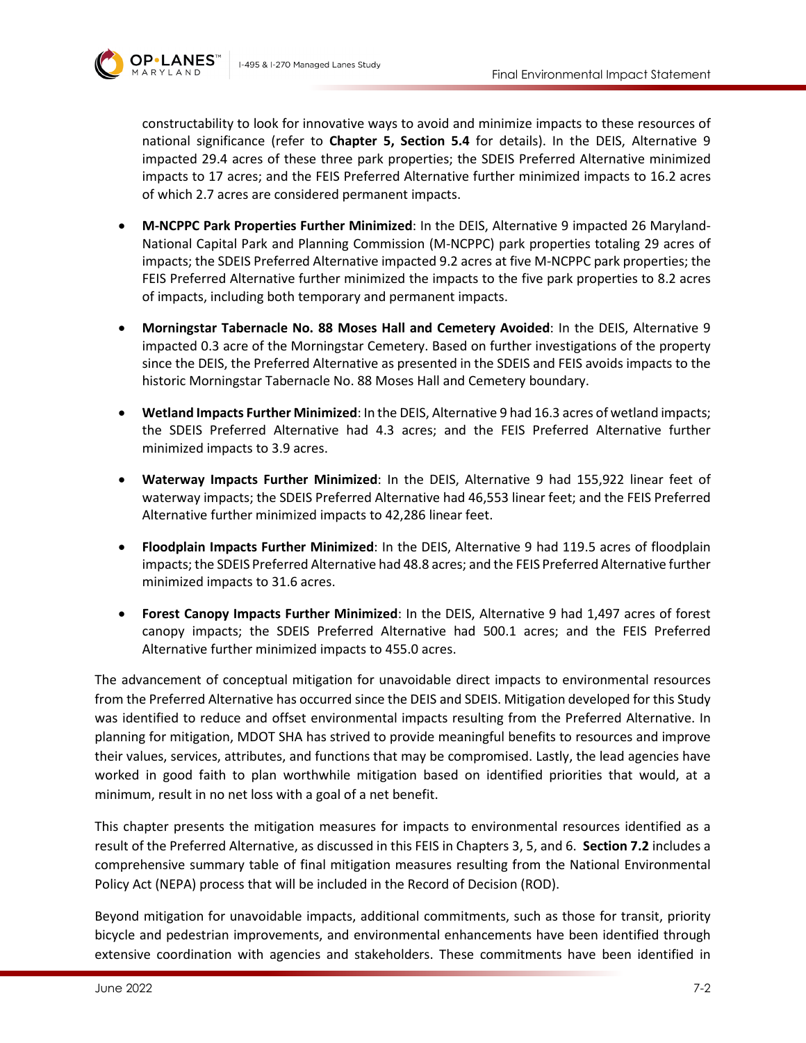constructability to look for innovative ways to avoid and minimize impacts to these resources of national significance (refer to **Chapter 5, Section 5.4** for details). In the DEIS, Alternative 9 impacted 29.4 acres of these three park properties; the SDEIS Preferred Alternative minimized impacts to 17 acres; and the FEIS Preferred Alternative further minimized impacts to 16.2 acres of which 2.7 acres are considered permanent impacts.

- **M-NCPPC Park Properties Further Minimized**: In the DEIS, Alternative 9 impacted 26 Maryland-National Capital Park and Planning Commission (M-NCPPC) park properties totaling 29 acres of impacts; the SDEIS Preferred Alternative impacted 9.2 acres at five M-NCPPC park properties; the FEIS Preferred Alternative further minimized the impacts to the five park properties to 8.2 acres of impacts, including both temporary and permanent impacts.
- **Morningstar Tabernacle No. 88 Moses Hall and Cemetery Avoided**: In the DEIS, Alternative 9 impacted 0.3 acre of the Morningstar Cemetery. Based on further investigations of the property since the DEIS, the Preferred Alternative as presented in the SDEIS and FEIS avoids impacts to the historic Morningstar Tabernacle No. 88 Moses Hall and Cemetery boundary.
- **Wetland Impacts Further Minimized**: In the DEIS, Alternative 9 had 16.3 acres of wetland impacts; the SDEIS Preferred Alternative had 4.3 acres; and the FEIS Preferred Alternative further minimized impacts to 3.9 acres.
- **Waterway Impacts Further Minimized**: In the DEIS, Alternative 9 had 155,922 linear feet of waterway impacts; the SDEIS Preferred Alternative had 46,553 linear feet; and the FEIS Preferred Alternative further minimized impacts to 42,286 linear feet.
- **Floodplain Impacts Further Minimized**: In the DEIS, Alternative 9 had 119.5 acres of floodplain impacts; the SDEIS Preferred Alternative had 48.8 acres; and the FEIS Preferred Alternative further minimized impacts to 31.6 acres.
- **Forest Canopy Impacts Further Minimized**: In the DEIS, Alternative 9 had 1,497 acres of forest canopy impacts; the SDEIS Preferred Alternative had 500.1 acres; and the FEIS Preferred Alternative further minimized impacts to 455.0 acres.

The advancement of conceptual mitigation for unavoidable direct impacts to environmental resources from the Preferred Alternative has occurred since the DEIS and SDEIS. Mitigation developed for this Study was identified to reduce and offset environmental impacts resulting from the Preferred Alternative. In planning for mitigation, MDOT SHA has strived to provide meaningful benefits to resources and improve their values, services, attributes, and functions that may be compromised. Lastly, the lead agencies have worked in good faith to plan worthwhile mitigation based on identified priorities that would, at a minimum, result in no net loss with a goal of a net benefit.

This chapter presents the mitigation measures for impacts to environmental resources identified as a result of the Preferred Alternative, as discussed in this FEIS in Chapters 3, 5, and 6. **Section 7.2** includes a comprehensive summary table of final mitigation measures resulting from the National Environmental Policy Act (NEPA) process that will be included in the Record of Decision (ROD).

Beyond mitigation for unavoidable impacts, additional commitments, such as those for transit, priority bicycle and pedestrian improvements, and environmental enhancements have been identified through extensive coordination with agencies and stakeholders. These commitments have been identified in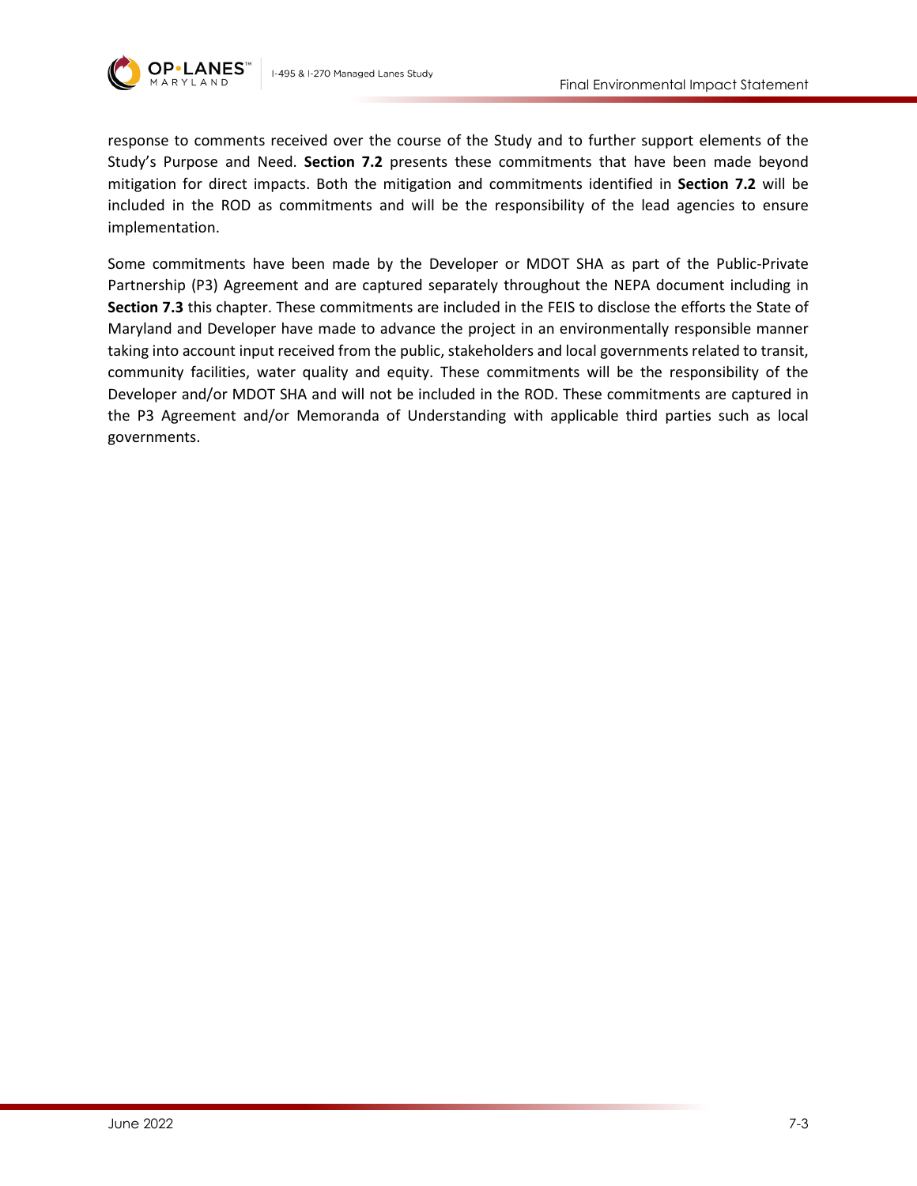response to comments received over the course of the Study and to further support elements of the Study's Purpose and Need. **Section 7.2** presents these commitments that have been made beyond mitigation for direct impacts. Both the mitigation and commitments identified in **Section 7.2** will be included in the ROD as commitments and will be the responsibility of the lead agencies to ensure implementation.

Some commitments have been made by the Developer or MDOT SHA as part of the Public-Private Partnership (P3) Agreement and are captured separately throughout the NEPA document including in **Section 7.3** this chapter. These commitments are included in the FEIS to disclose the efforts the State of Maryland and Developer have made to advance the project in an environmentally responsible manner taking into account input received from the public, stakeholders and local governments related to transit, community facilities, water quality and equity. These commitments will be the responsibility of the Developer and/or MDOT SHA and will not be included in the ROD. These commitments are captured in the P3 Agreement and/or Memoranda of Understanding with applicable third parties such as local governments.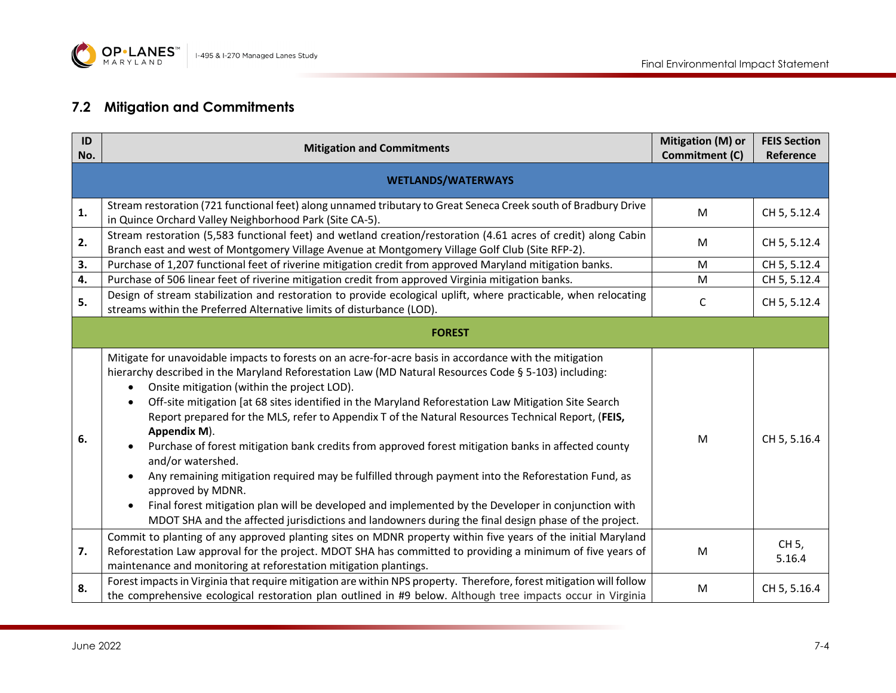## 7.2 Mitigation and Commitments

| ID No. | Mitigation and Commitments | Mitigation (M) or Commitment (C) | FEIS Section Reference |
|---|---|---|---|
| | **WETLANDS/WATERWAYS** | | |
| **1.** | Stream restoration (721 functional feet) along unnamed tributary to Great Seneca Creek south of Bradbury Drive in Quince Orchard Valley Neighborhood Park (Site CA-5). | M | CH 5, 5.12.4 |
| **2.** | Stream restoration (5,583 functional feet) and wetland creation/restoration (4.61 acres of credit) along Cabin Branch east and west of Montgomery Village Avenue at Montgomery Village Golf Club (Site RFP-2). | M | CH 5, 5.12.4 |
| **3.** | Purchase of 1,207 functional feet of riverine mitigation credit from approved Maryland mitigation banks. | M | CH 5, 5.12.4 |
| **4.** | Purchase of 506 linear feet of riverine mitigation credit from approved Virginia mitigation banks. | M | CH 5, 5.12.4 |
| **5.** | Design of stream stabilization and restoration to provide ecological uplift, where practicable, when relocating streams within the Preferred Alternative limits of disturbance (LOD). | C | CH 5, 5.12.4 |
| | **FOREST** | | |
| **6.** | Mitigate for unavoidable impacts to forests on an acre-for-acre basis in accordance with the mitigation hierarchy described in the Maryland Reforestation Law (MD Natural Resources Code § 5-103) including:<br>• Onsite mitigation (within the project LOD).<br>• Off-site mitigation [at 68 sites identified in the Maryland Reforestation Law Mitigation Site Search Report prepared for the MLS, refer to Appendix T of the Natural Resources Technical Report, (**FEIS, Appendix M**).<br>• Purchase of forest mitigation bank credits from approved forest mitigation banks in affected county and/or watershed.<br>• Any remaining mitigation required may be fulfilled through payment into the Reforestation Fund, as approved by MDNR.<br>• Final forest mitigation plan will be developed and implemented by the Developer in conjunction with MDOT SHA and the affected jurisdictions and landowners during the final design phase of the project. | M | CH 5, 5.16.4 |
| **7.** | Commit to planting of any approved planting sites on MDNR property within five years of the initial Maryland Reforestation Law approval for the project. MDOT SHA has committed to providing a minimum of five years of maintenance and monitoring at reforestation mitigation plantings. | M | CH 5, 5.16.4 |
| **8.** | Forest impacts in Virginia that require mitigation are within NPS property. Therefore, forest mitigation will follow the comprehensive ecological restoration plan outlined in #9 below. Although tree impacts occur in Virginia | M | CH 5, 5.16.4 |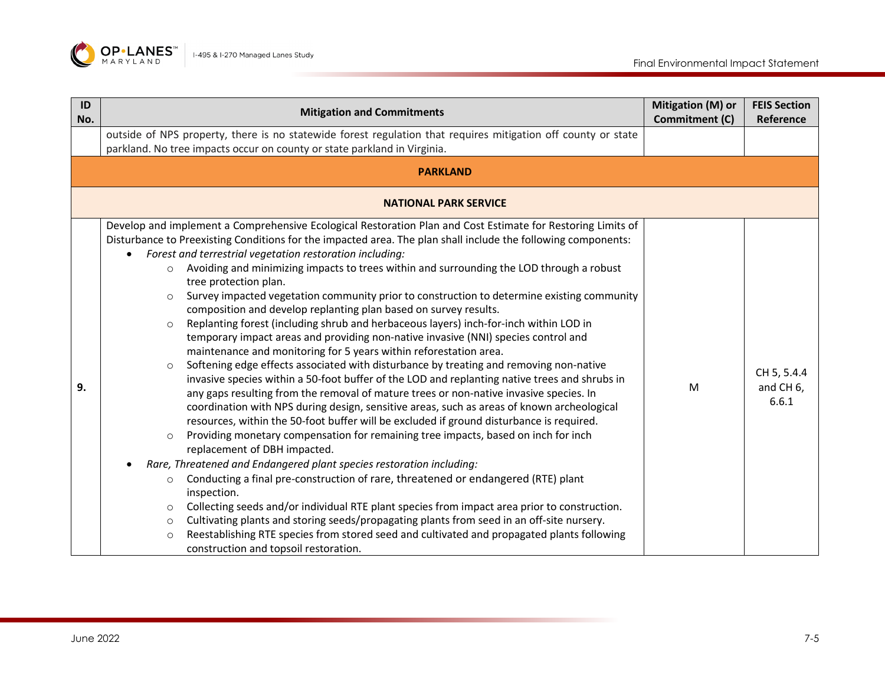| ID No. | Mitigation and Commitments | Mitigation (M) or Commitment (C) | FEIS Section Reference |
|---|---|---|---|
| | outside of NPS property, there is no statewide forest regulation that requires mitigation off county or state parkland. No tree impacts occur on county or state parkland in Virginia. | | |
| **PARKLAND** | | | |
| **NATIONAL PARK SERVICE** | | | |
| **9.** | Develop and implement a Comprehensive Ecological Restoration Plan and Cost Estimate for Restoring Limits of Disturbance to Preexisting Conditions for the impacted area. The plan shall include the following components:<br>• *Forest and terrestrial vegetation restoration including:*<br>○ Avoiding and minimizing impacts to trees within and surrounding the LOD through a robust tree protection plan.<br>○ Survey impacted vegetation community prior to construction to determine existing community composition and develop replanting plan based on survey results.<br>○ Replanting forest (including shrub and herbaceous layers) inch-for-inch within LOD in temporary impact areas and providing non-native invasive (NNI) species control and maintenance and monitoring for 5 years within reforestation area.<br>○ Softening edge effects associated with disturbance by treating and removing non-native invasive species within a 50-foot buffer of the LOD and replanting native trees and shrubs in any gaps resulting from the removal of mature trees or non-native invasive species. In coordination with NPS during design, sensitive areas, such as areas of known archeological resources, within the 50-foot buffer will be excluded if ground disturbance is required.<br>○ Providing monetary compensation for remaining tree impacts, based on inch for inch replacement of DBH impacted.<br>• *Rare, Threatened and Endangered plant species restoration including:*<br>○ Conducting a final pre-construction of rare, threatened or endangered (RTE) plant inspection.<br>○ Collecting seeds and/or individual RTE plant species from impact area prior to construction.<br>○ Cultivating plants and storing seeds/propagating plants from seed in an off-site nursery.<br>○ Reestablishing RTE species from stored seed and cultivated and propagated plants following construction and topsoil restoration. | M | CH 5, 5.4.4 and CH 6, 6.6.1 |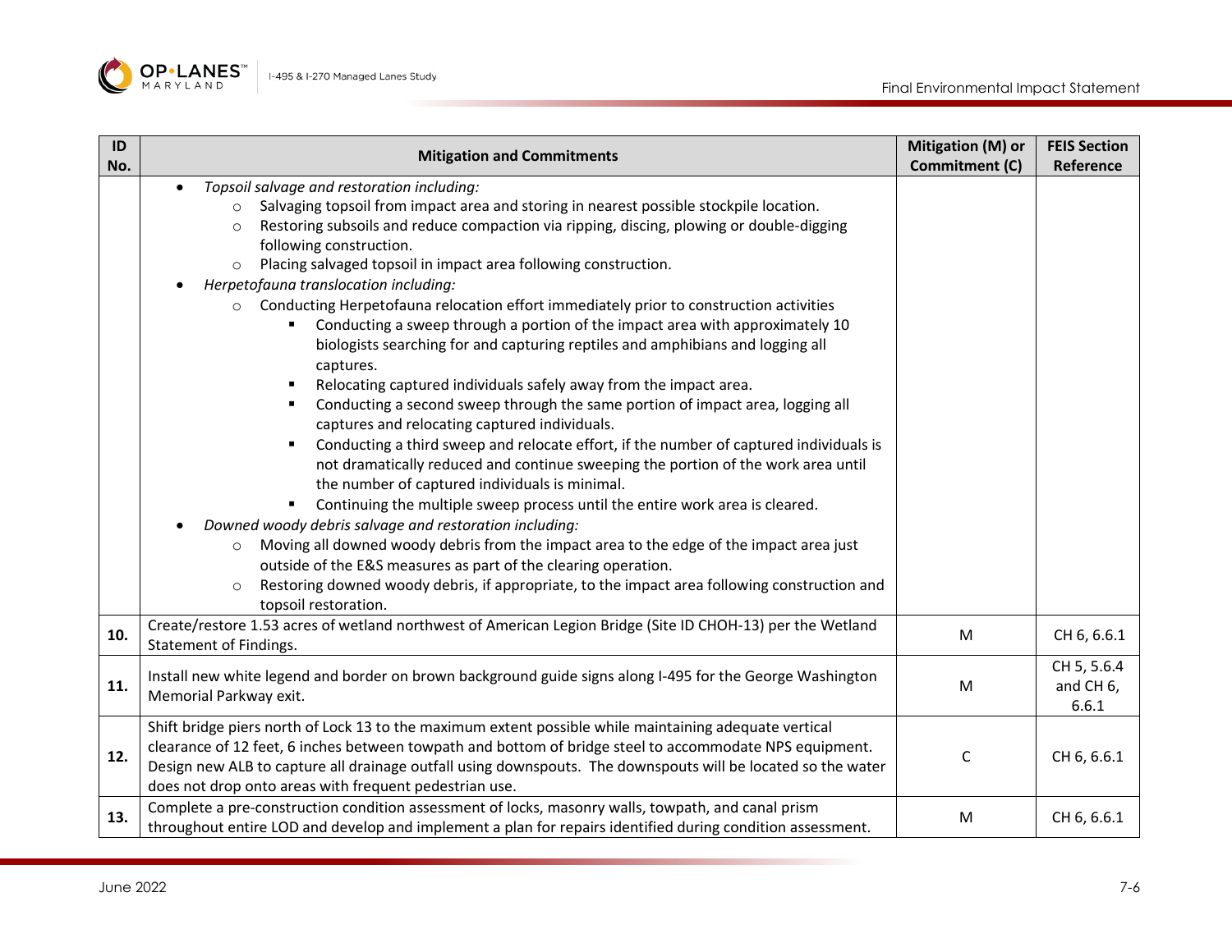| ID No. | Mitigation and Commitments | Mitigation (M) or Commitment (C) | FEIS Section Reference |
|---|---|---|---|
| | • *Topsoil salvage and restoration including:*<br>  ○ Salvaging topsoil from impact area and storing in nearest possible stockpile location.<br>  ○ Restoring subsoils and reduce compaction via ripping, discing, plowing or double-digging following construction.<br>  ○ Placing salvaged topsoil in impact area following construction.<br>• *Herpetofauna translocation including:*<br>  ○ Conducting Herpetofauna relocation effort immediately prior to construction activities<br>    ▪ Conducting a sweep through a portion of the impact area with approximately 10 biologists searching for and capturing reptiles and amphibians and logging all captures.<br>    ▪ Relocating captured individuals safely away from the impact area.<br>    ▪ Conducting a second sweep through the same portion of impact area, logging all captures and relocating captured individuals.<br>    ▪ Conducting a third sweep and relocate effort, if the number of captured individuals is not dramatically reduced and continue sweeping the portion of the work area until the number of captured individuals is minimal.<br>    ▪ Continuing the multiple sweep process until the entire work area is cleared.<br>• *Downed woody debris salvage and restoration including:*<br>  ○ Moving all downed woody debris from the impact area to the edge of the impact area just outside of the E&S measures as part of the clearing operation.<br>  ○ Restoring downed woody debris, if appropriate, to the impact area following construction and topsoil restoration. | | |
| **10.** | Create/restore 1.53 acres of wetland northwest of American Legion Bridge (Site ID CHOH-13) per the Wetland Statement of Findings. | M | CH 6, 6.6.1 |
| **11.** | Install new white legend and border on brown background guide signs along I-495 for the George Washington Memorial Parkway exit. | M | CH 5, 5.6.4 and CH 6, 6.6.1 |
| **12.** | Shift bridge piers north of Lock 13 to the maximum extent possible while maintaining adequate vertical clearance of 12 feet, 6 inches between towpath and bottom of bridge steel to accommodate NPS equipment. Design new ALB to capture all drainage outfall using downspouts. The downspouts will be located so the water does not drop onto areas with frequent pedestrian use. | C | CH 6, 6.6.1 |
| **13.** | Complete a pre-construction condition assessment of locks, masonry walls, towpath, and canal prism throughout entire LOD and develop and implement a plan for repairs identified during condition assessment. | M | CH 6, 6.6.1 |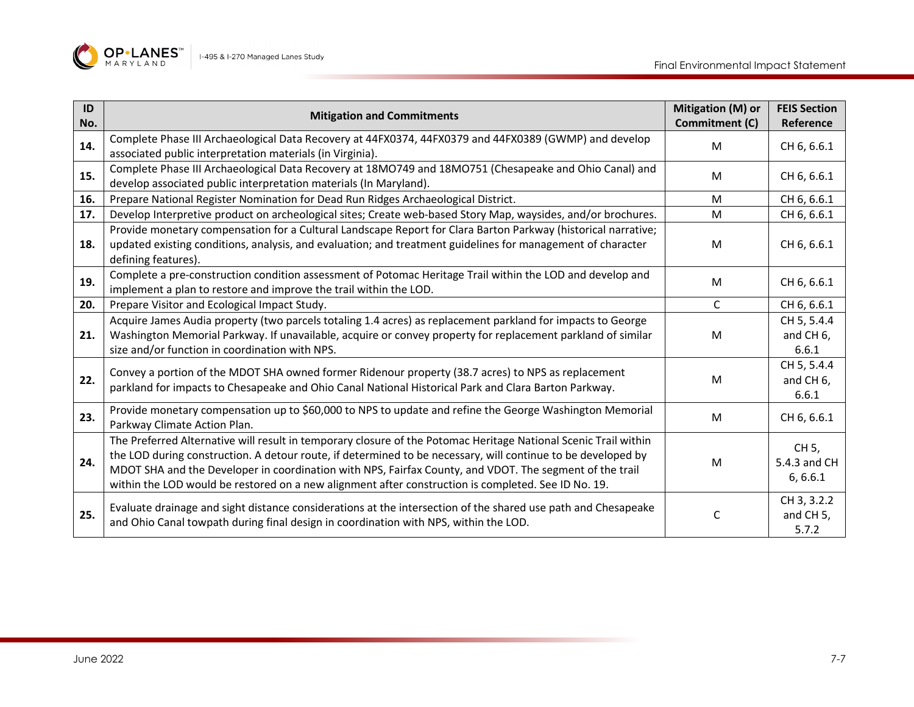| ID No. | Mitigation and Commitments | Mitigation (M) or Commitment (C) | FEIS Section Reference |
|---|---|---|---|
| **14.** | Complete Phase III Archaeological Data Recovery at 44FX0374, 44FX0379 and 44FX0389 (GWMP) and develop associated public interpretation materials (in Virginia). | M | CH 6, 6.6.1 |
| **15.** | Complete Phase III Archaeological Data Recovery at 18MO749 and 18MO751 (Chesapeake and Ohio Canal) and develop associated public interpretation materials (In Maryland). | M | CH 6, 6.6.1 |
| **16.** | Prepare National Register Nomination for Dead Run Ridges Archaeological District. | M | CH 6, 6.6.1 |
| **17.** | Develop Interpretive product on archeological sites; Create web-based Story Map, waysides, and/or brochures. | M | CH 6, 6.6.1 |
| **18.** | Provide monetary compensation for a Cultural Landscape Report for Clara Barton Parkway (historical narrative; updated existing conditions, analysis, and evaluation; and treatment guidelines for management of character defining features). | M | CH 6, 6.6.1 |
| **19.** | Complete a pre-construction condition assessment of Potomac Heritage Trail within the LOD and develop and implement a plan to restore and improve the trail within the LOD. | M | CH 6, 6.6.1 |
| **20.** | Prepare Visitor and Ecological Impact Study. | C | CH 6, 6.6.1 |
| **21.** | Acquire James Audia property (two parcels totaling 1.4 acres) as replacement parkland for impacts to George Washington Memorial Parkway. If unavailable, acquire or convey property for replacement parkland of similar size and/or function in coordination with NPS. | M | CH 5, 5.4.4 and CH 6, 6.6.1 |
| **22.** | Convey a portion of the MDOT SHA owned former Ridenour property (38.7 acres) to NPS as replacement parkland for impacts to Chesapeake and Ohio Canal National Historical Park and Clara Barton Parkway. | M | CH 5, 5.4.4 and CH 6, 6.6.1 |
| **23.** | Provide monetary compensation up to $60,000 to NPS to update and refine the George Washington Memorial Parkway Climate Action Plan. | M | CH 6, 6.6.1 |
| **24.** | The Preferred Alternative will result in temporary closure of the Potomac Heritage National Scenic Trail within the LOD during construction. A detour route, if determined to be necessary, will continue to be developed by MDOT SHA and the Developer in coordination with NPS, Fairfax County, and VDOT. The segment of the trail within the LOD would be restored on a new alignment after construction is completed. See ID No. 19. | M | CH 5, 5.4.3 and CH 6, 6.6.1 |
| **25.** | Evaluate drainage and sight distance considerations at the intersection of the shared use path and Chesapeake and Ohio Canal towpath during final design in coordination with NPS, within the LOD. | C | CH 3, 3.2.2 and CH 5, 5.7.2 |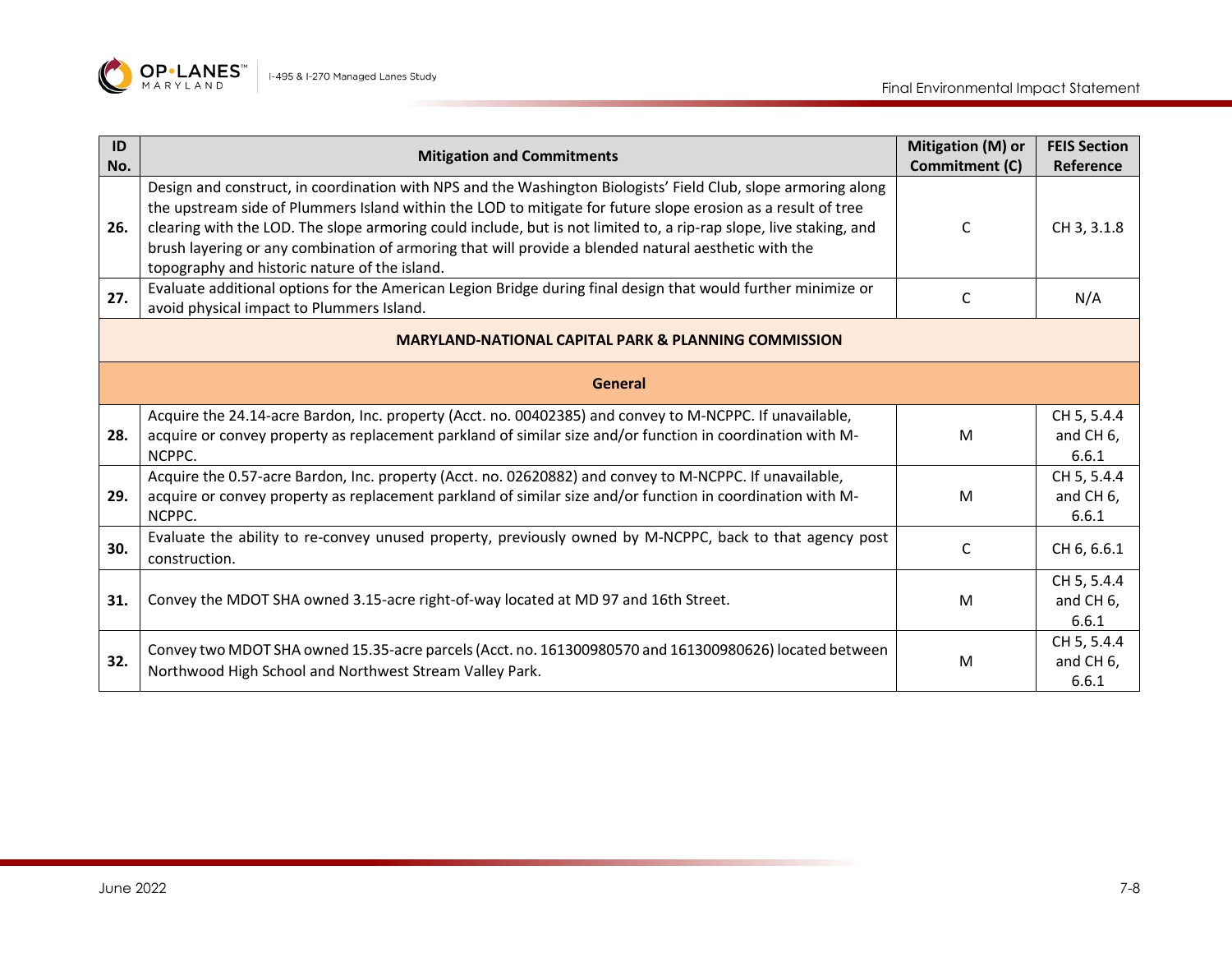| ID No. | Mitigation and Commitments | Mitigation (M) or Commitment (C) | FEIS Section Reference |
|---|---|---|---|
| 26. | Design and construct, in coordination with NPS and the Washington Biologists' Field Club, slope armoring along the upstream side of Plummers Island within the LOD to mitigate for future slope erosion as a result of tree clearing with the LOD. The slope armoring could include, but is not limited to, a rip-rap slope, live staking, and brush layering or any combination of armoring that will provide a blended natural aesthetic with the topography and historic nature of the island. | C | CH 3, 3.1.8 |
| 27. | Evaluate additional options for the American Legion Bridge during final design that would further minimize or avoid physical impact to Plummers Island. | C | N/A |
| | **MARYLAND-NATIONAL CAPITAL PARK & PLANNING COMMISSION** | | |
| | **General** | | |
| 28. | Acquire the 24.14-acre Bardon, Inc. property (Acct. no. 00402385) and convey to M-NCPPC. If unavailable, acquire or convey property as replacement parkland of similar size and/or function in coordination with M-NCPPC. | M | CH 5, 5.4.4 and CH 6, 6.6.1 |
| 29. | Acquire the 0.57-acre Bardon, Inc. property (Acct. no. 02620882) and convey to M-NCPPC. If unavailable, acquire or convey property as replacement parkland of similar size and/or function in coordination with M-NCPPC. | M | CH 5, 5.4.4 and CH 6, 6.6.1 |
| 30. | Evaluate the ability to re-convey unused property, previously owned by M-NCPPC, back to that agency post construction. | C | CH 6, 6.6.1 |
| 31. | Convey the MDOT SHA owned 3.15-acre right-of-way located at MD 97 and 16th Street. | M | CH 5, 5.4.4 and CH 6, 6.6.1 |
| 32. | Convey two MDOT SHA owned 15.35-acre parcels (Acct. no. 161300980570 and 161300980626) located between Northwood High School and Northwest Stream Valley Park. | M | CH 5, 5.4.4 and CH 6, 6.6.1 |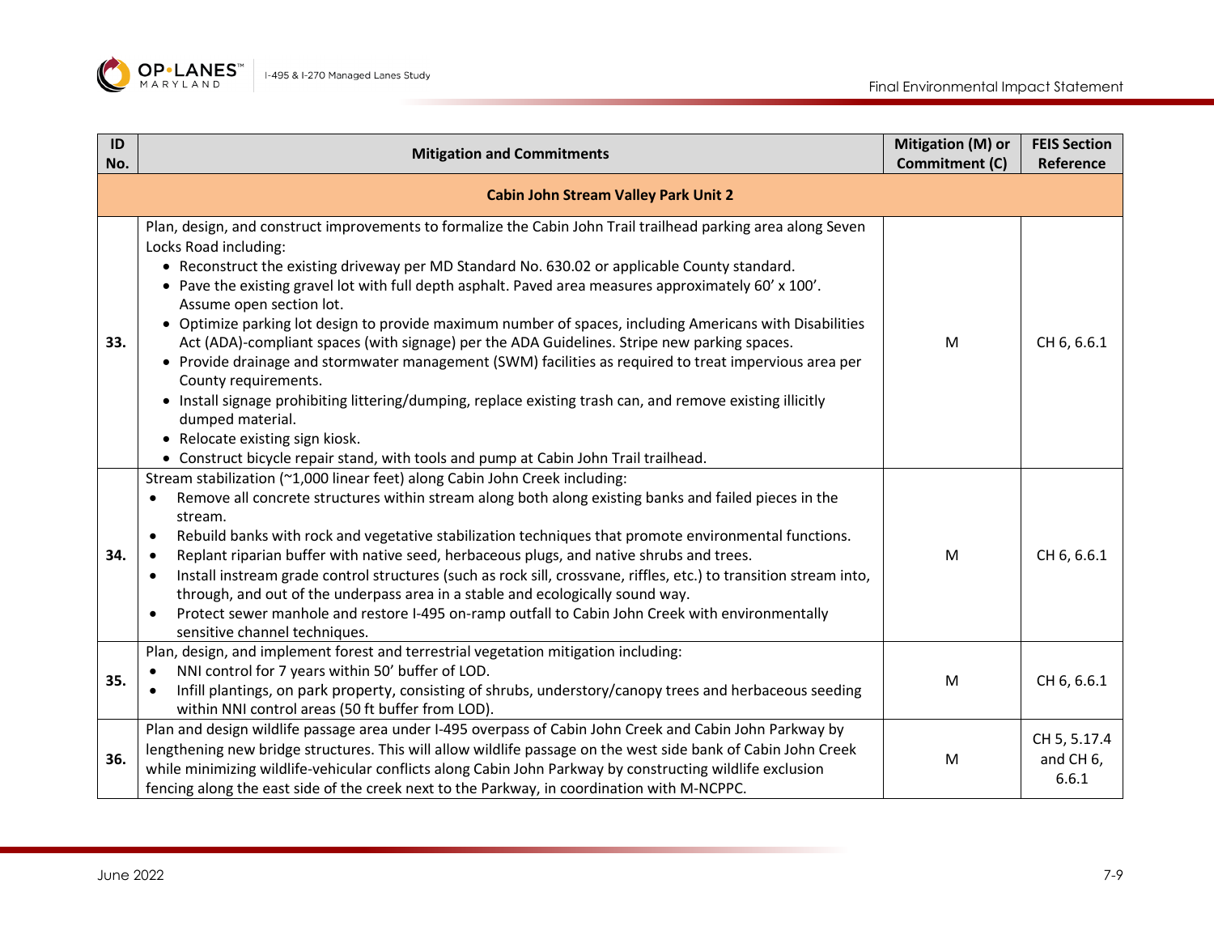| ID No. | Mitigation and Commitments | Mitigation (M) or Commitment (C) | FEIS Section Reference |
|---|---|---|---|
| | **Cabin John Stream Valley Park Unit 2** | | |
| **33.** | Plan, design, and construct improvements to formalize the Cabin John Trail trailhead parking area along Seven Locks Road including:<br>• Reconstruct the existing driveway per MD Standard No. 630.02 or applicable County standard.<br>• Pave the existing gravel lot with full depth asphalt. Paved area measures approximately 60' x 100'. Assume open section lot.<br>• Optimize parking lot design to provide maximum number of spaces, including Americans with Disabilities Act (ADA)-compliant spaces (with signage) per the ADA Guidelines. Stripe new parking spaces.<br>• Provide drainage and stormwater management (SWM) facilities as required to treat impervious area per County requirements.<br>• Install signage prohibiting littering/dumping, replace existing trash can, and remove existing illicitly dumped material.<br>• Relocate existing sign kiosk.<br>• Construct bicycle repair stand, with tools and pump at Cabin John Trail trailhead. | M | CH 6, 6.6.1 |
| **34.** | Stream stabilization (~1,000 linear feet) along Cabin John Creek including:<br>• Remove all concrete structures within stream along both along existing banks and failed pieces in the stream.<br>• Rebuild banks with rock and vegetative stabilization techniques that promote environmental functions.<br>• Replant riparian buffer with native seed, herbaceous plugs, and native shrubs and trees.<br>• Install instream grade control structures (such as rock sill, crossvane, riffles, etc.) to transition stream into, through, and out of the underpass area in a stable and ecologically sound way.<br>• Protect sewer manhole and restore I-495 on-ramp outfall to Cabin John Creek with environmentally sensitive channel techniques. | M | CH 6, 6.6.1 |
| **35.** | Plan, design, and implement forest and terrestrial vegetation mitigation including:<br>• NNI control for 7 years within 50' buffer of LOD.<br>• Infill plantings, on park property, consisting of shrubs, understory/canopy trees and herbaceous seeding within NNI control areas (50 ft buffer from LOD). | M | CH 6, 6.6.1 |
| **36.** | Plan and design wildlife passage area under I-495 overpass of Cabin John Creek and Cabin John Parkway by lengthening new bridge structures. This will allow wildlife passage on the west side bank of Cabin John Creek while minimizing wildlife-vehicular conflicts along Cabin John Parkway by constructing wildlife exclusion fencing along the east side of the creek next to the Parkway, in coordination with M-NCPPC. | M | CH 5, 5.17.4 and CH 6, 6.6.1 |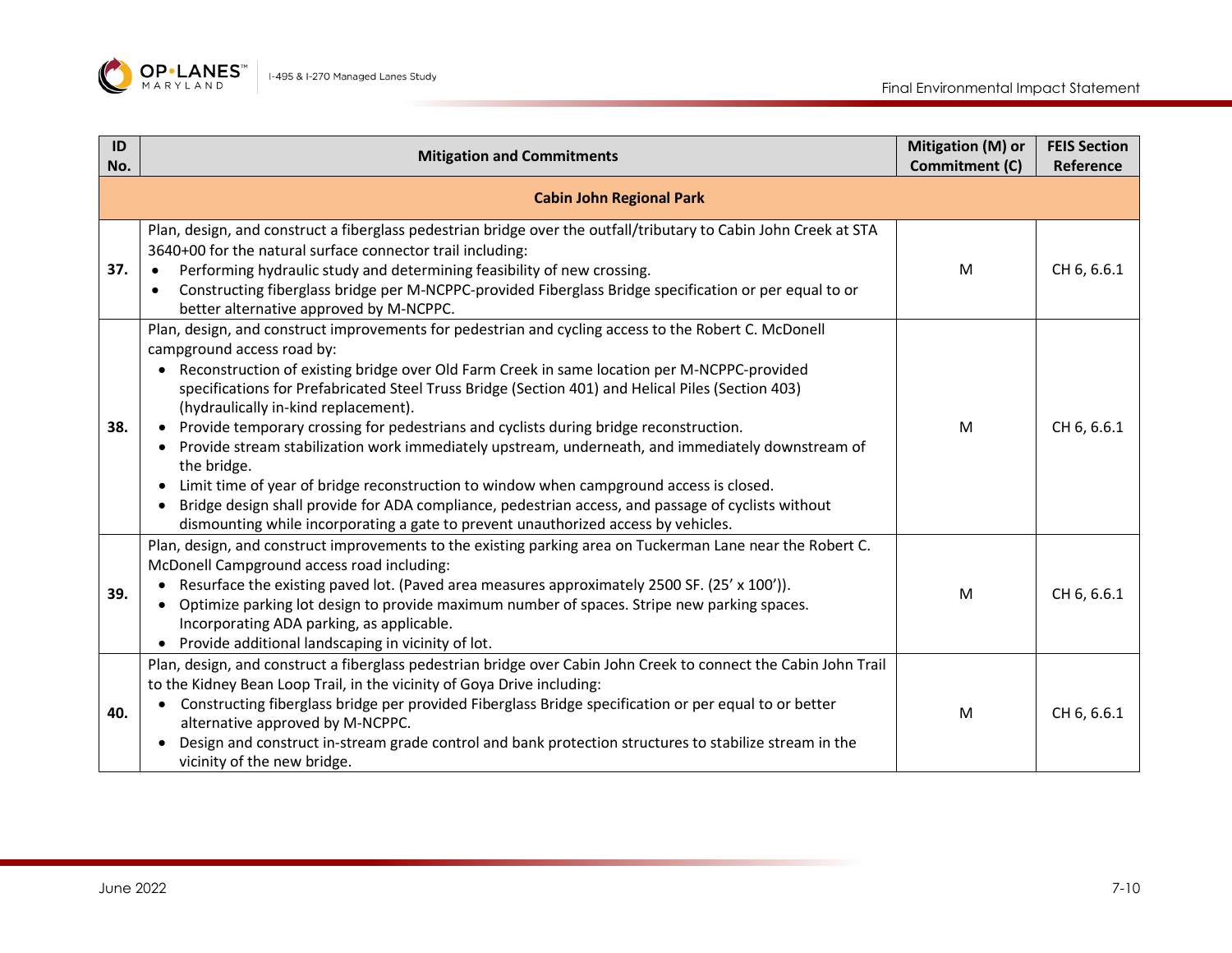| ID No. | Mitigation and Commitments | Mitigation (M) or Commitment (C) | FEIS Section Reference |
|---|---|---|---|
| | **Cabin John Regional Park** | | |
| **37.** | Plan, design, and construct a fiberglass pedestrian bridge over the outfall/tributary to Cabin John Creek at STA 3640+00 for the natural surface connector trail including:<br>• Performing hydraulic study and determining feasibility of new crossing.<br>• Constructing fiberglass bridge per M-NCPPC-provided Fiberglass Bridge specification or per equal to or better alternative approved by M-NCPPC. | M | CH 6, 6.6.1 |
| **38.** | Plan, design, and construct improvements for pedestrian and cycling access to the Robert C. McDonell campground access road by:<br>• Reconstruction of existing bridge over Old Farm Creek in same location per M-NCPPC-provided specifications for Prefabricated Steel Truss Bridge (Section 401) and Helical Piles (Section 403) (hydraulically in-kind replacement).<br>• Provide temporary crossing for pedestrians and cyclists during bridge reconstruction.<br>• Provide stream stabilization work immediately upstream, underneath, and immediately downstream of the bridge.<br>• Limit time of year of bridge reconstruction to window when campground access is closed.<br>• Bridge design shall provide for ADA compliance, pedestrian access, and passage of cyclists without dismounting while incorporating a gate to prevent unauthorized access by vehicles. | M | CH 6, 6.6.1 |
| **39.** | Plan, design, and construct improvements to the existing parking area on Tuckerman Lane near the Robert C. McDonell Campground access road including:<br>• Resurface the existing paved lot. (Paved area measures approximately 2500 SF. (25' x 100')).<br>• Optimize parking lot design to provide maximum number of spaces. Stripe new parking spaces. Incorporating ADA parking, as applicable.<br>• Provide additional landscaping in vicinity of lot. | M | CH 6, 6.6.1 |
| **40.** | Plan, design, and construct a fiberglass pedestrian bridge over Cabin John Creek to connect the Cabin John Trail to the Kidney Bean Loop Trail, in the vicinity of Goya Drive including:<br>• Constructing fiberglass bridge per provided Fiberglass Bridge specification or per equal to or better alternative approved by M-NCPPC.<br>• Design and construct in-stream grade control and bank protection structures to stabilize stream in the vicinity of the new bridge. | M | CH 6, 6.6.1 |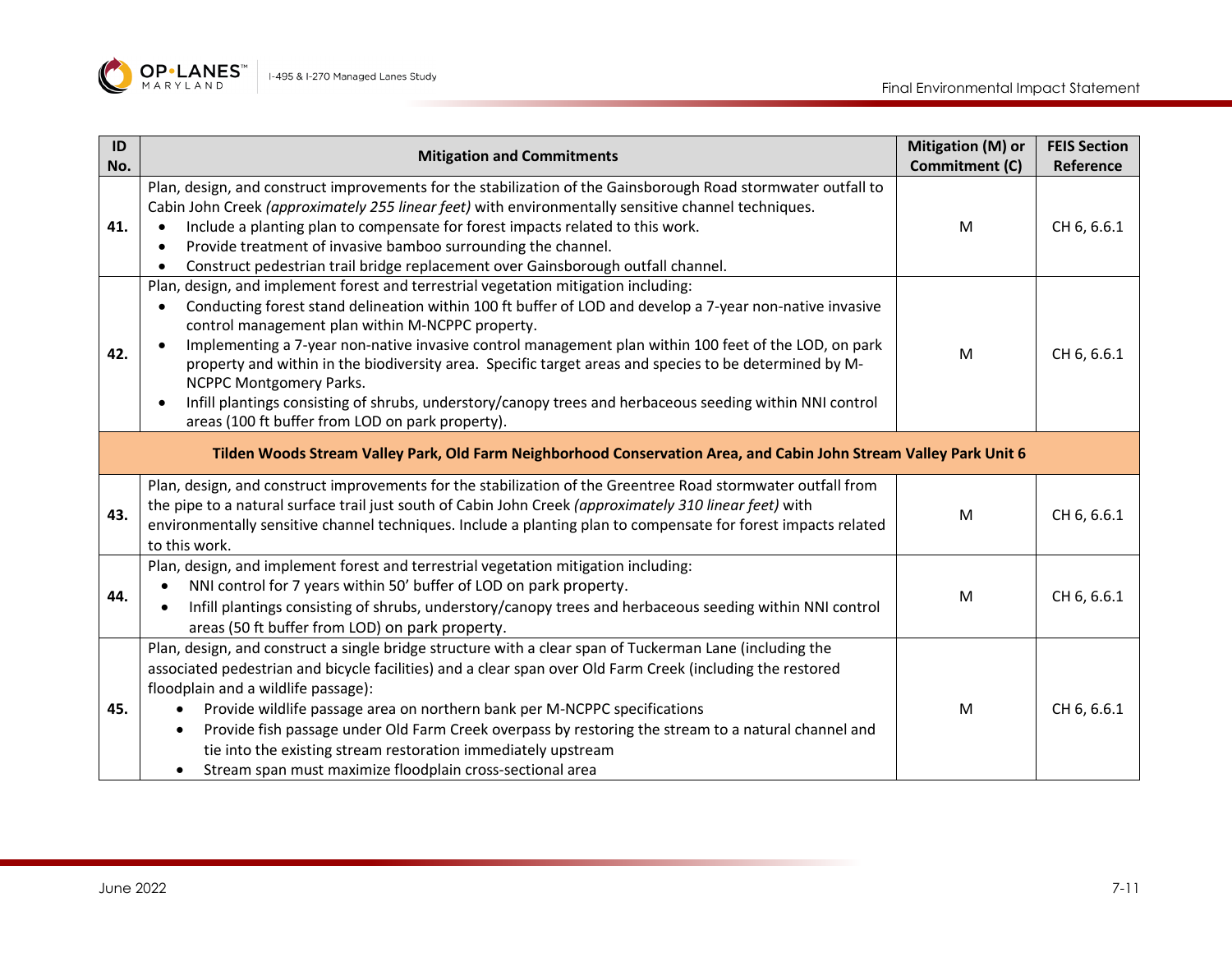| ID No. | Mitigation and Commitments | Mitigation (M) or Commitment (C) | FEIS Section Reference |
|---|---|---|---|
| 41. | Plan, design, and construct improvements for the stabilization of the Gainsborough Road stormwater outfall to Cabin John Creek *(approximately 255 linear feet)* with environmentally sensitive channel techniques.<br>• Include a planting plan to compensate for forest impacts related to this work.<br>• Provide treatment of invasive bamboo surrounding the channel.<br>• Construct pedestrian trail bridge replacement over Gainsborough outfall channel. | M | CH 6, 6.6.1 |
| 42. | Plan, design, and implement forest and terrestrial vegetation mitigation including:<br>• Conducting forest stand delineation within 100 ft buffer of LOD and develop a 7-year non-native invasive control management plan within M-NCPPC property.<br>• Implementing a 7-year non-native invasive control management plan within 100 feet of the LOD, on park property and within in the biodiversity area. Specific target areas and species to be determined by M-NCPPC Montgomery Parks.<br>• Infill plantings consisting of shrubs, understory/canopy trees and herbaceous seeding within NNI control areas (100 ft buffer from LOD on park property). | M | CH 6, 6.6.1 |
| | **Tilden Woods Stream Valley Park, Old Farm Neighborhood Conservation Area, and Cabin John Stream Valley Park Unit 6** | | |
| 43. | Plan, design, and construct improvements for the stabilization of the Greentree Road stormwater outfall from the pipe to a natural surface trail just south of Cabin John Creek *(approximately 310 linear feet)* with environmentally sensitive channel techniques. Include a planting plan to compensate for forest impacts related to this work. | M | CH 6, 6.6.1 |
| 44. | Plan, design, and implement forest and terrestrial vegetation mitigation including:<br>• NNI control for 7 years within 50' buffer of LOD on park property.<br>• Infill plantings consisting of shrubs, understory/canopy trees and herbaceous seeding within NNI control areas (50 ft buffer from LOD) on park property. | M | CH 6, 6.6.1 |
| 45. | Plan, design, and construct a single bridge structure with a clear span of Tuckerman Lane (including the associated pedestrian and bicycle facilities) and a clear span over Old Farm Creek (including the restored floodplain and a wildlife passage):<br>• Provide wildlife passage area on northern bank per M-NCPPC specifications<br>• Provide fish passage under Old Farm Creek overpass by restoring the stream to a natural channel and tie into the existing stream restoration immediately upstream<br>• Stream span must maximize floodplain cross-sectional area | M | CH 6, 6.6.1 |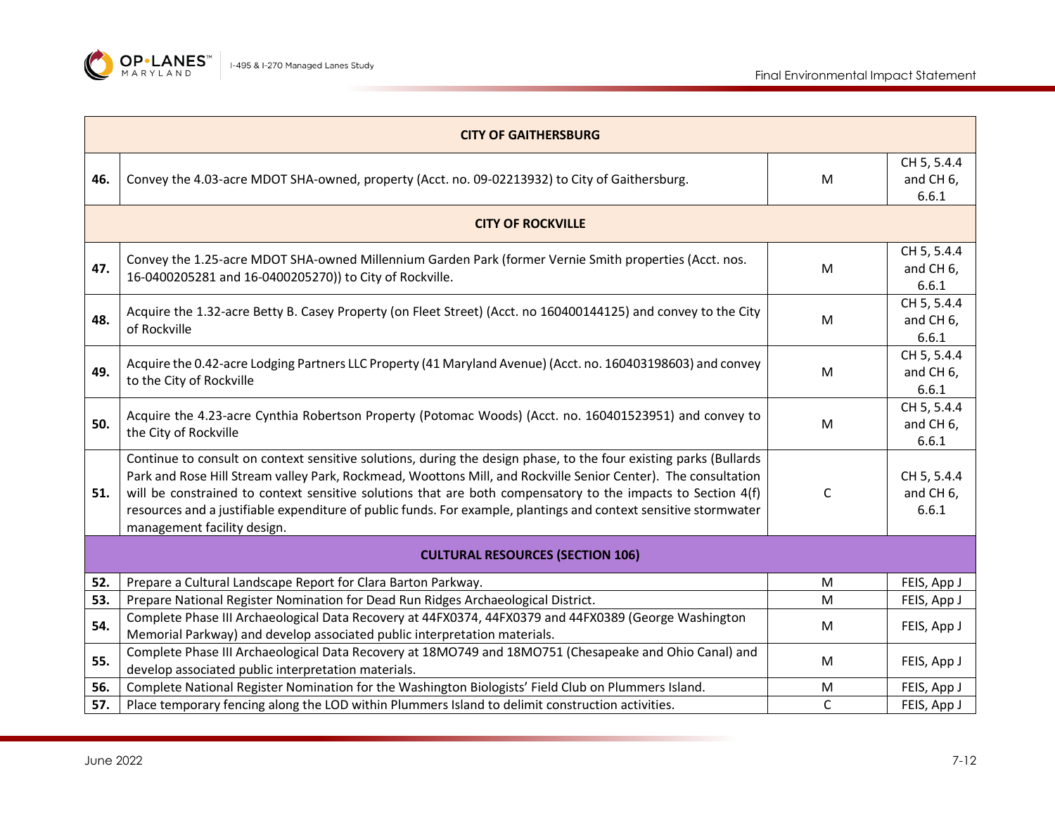| | | | |
|---|---|---|---|
| **CITY OF GAITHERSBURG** | | | |
| **46.** | Convey the 4.03-acre MDOT SHA-owned, property (Acct. no. 09-02213932) to City of Gaithersburg. | M | CH 5, 5.4.4 and CH 6, 6.6.1 |
| **CITY OF ROCKVILLE** | | | |
| **47.** | Convey the 1.25-acre MDOT SHA-owned Millennium Garden Park (former Vernie Smith properties (Acct. nos. 16-0400205281 and 16-0400205270)) to City of Rockville. | M | CH 5, 5.4.4 and CH 6, 6.6.1 |
| **48.** | Acquire the 1.32-acre Betty B. Casey Property (on Fleet Street) (Acct. no 160400144125) and convey to the City of Rockville | M | CH 5, 5.4.4 and CH 6, 6.6.1 |
| **49.** | Acquire the 0.42-acre Lodging Partners LLC Property (41 Maryland Avenue) (Acct. no. 160403198603) and convey to the City of Rockville | M | CH 5, 5.4.4 and CH 6, 6.6.1 |
| **50.** | Acquire the 4.23-acre Cynthia Robertson Property (Potomac Woods) (Acct. no. 160401523951) and convey to the City of Rockville | M | CH 5, 5.4.4 and CH 6, 6.6.1 |
| **51.** | Continue to consult on context sensitive solutions, during the design phase, to the four existing parks (Bullards Park and Rose Hill Stream valley Park, Rockmead, Woottons Mill, and Rockville Senior Center). The consultation will be constrained to context sensitive solutions that are both compensatory to the impacts to Section 4(f) resources and a justifiable expenditure of public funds. For example, plantings and context sensitive stormwater management facility design. | C | CH 5, 5.4.4 and CH 6, 6.6.1 |
| **CULTURAL RESOURCES (SECTION 106)** | | | |
| **52.** | Prepare a Cultural Landscape Report for Clara Barton Parkway. | M | FEIS, App J |
| **53.** | Prepare National Register Nomination for Dead Run Ridges Archaeological District. | M | FEIS, App J |
| **54.** | Complete Phase III Archaeological Data Recovery at 44FX0374, 44FX0379 and 44FX0389 (George Washington Memorial Parkway) and develop associated public interpretation materials. | M | FEIS, App J |
| **55.** | Complete Phase III Archaeological Data Recovery at 18MO749 and 18MO751 (Chesapeake and Ohio Canal) and develop associated public interpretation materials. | M | FEIS, App J |
| **56.** | Complete National Register Nomination for the Washington Biologists' Field Club on Plummers Island. | M | FEIS, App J |
| **57.** | Place temporary fencing along the LOD within Plummers Island to delimit construction activities. | C | FEIS, App J |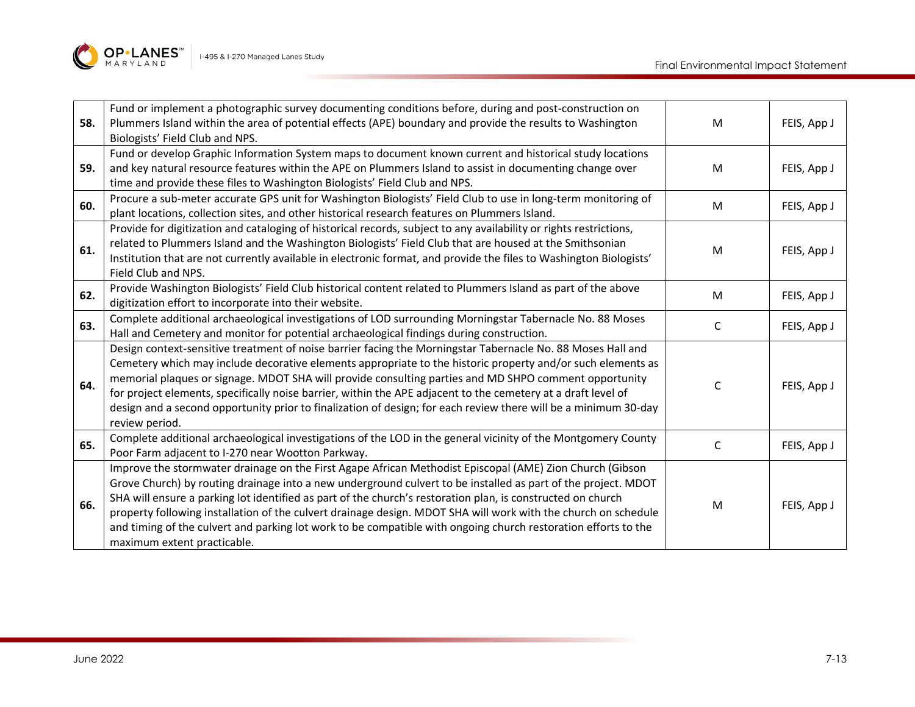| | | | |
|---|---|---|---|
| **58.** | Fund or implement a photographic survey documenting conditions before, during and post-construction on Plummers Island within the area of potential effects (APE) boundary and provide the results to Washington Biologists' Field Club and NPS. | M | FEIS, App J |
| **59.** | Fund or develop Graphic Information System maps to document known current and historical study locations and key natural resource features within the APE on Plummers Island to assist in documenting change over time and provide these files to Washington Biologists' Field Club and NPS. | M | FEIS, App J |
| **60.** | Procure a sub-meter accurate GPS unit for Washington Biologists' Field Club to use in long-term monitoring of plant locations, collection sites, and other historical research features on Plummers Island. | M | FEIS, App J |
| **61.** | Provide for digitization and cataloging of historical records, subject to any availability or rights restrictions, related to Plummers Island and the Washington Biologists' Field Club that are housed at the Smithsonian Institution that are not currently available in electronic format, and provide the files to Washington Biologists' Field Club and NPS. | M | FEIS, App J |
| **62.** | Provide Washington Biologists' Field Club historical content related to Plummers Island as part of the above digitization effort to incorporate into their website. | M | FEIS, App J |
| **63.** | Complete additional archaeological investigations of LOD surrounding Morningstar Tabernacle No. 88 Moses Hall and Cemetery and monitor for potential archaeological findings during construction. | C | FEIS, App J |
| **64.** | Design context-sensitive treatment of noise barrier facing the Morningstar Tabernacle No. 88 Moses Hall and Cemetery which may include decorative elements appropriate to the historic property and/or such elements as memorial plaques or signage. MDOT SHA will provide consulting parties and MD SHPO comment opportunity for project elements, specifically noise barrier, within the APE adjacent to the cemetery at a draft level of design and a second opportunity prior to finalization of design; for each review there will be a minimum 30-day review period. | C | FEIS, App J |
| **65.** | Complete additional archaeological investigations of the LOD in the general vicinity of the Montgomery County Poor Farm adjacent to I-270 near Wootton Parkway. | C | FEIS, App J |
| **66.** | Improve the stormwater drainage on the First Agape African Methodist Episcopal (AME) Zion Church (Gibson Grove Church) by routing drainage into a new underground culvert to be installed as part of the project. MDOT SHA will ensure a parking lot identified as part of the church's restoration plan, is constructed on church property following installation of the culvert drainage design. MDOT SHA will work with the church on schedule and timing of the culvert and parking lot work to be compatible with ongoing church restoration efforts to the maximum extent practicable. | M | FEIS, App J |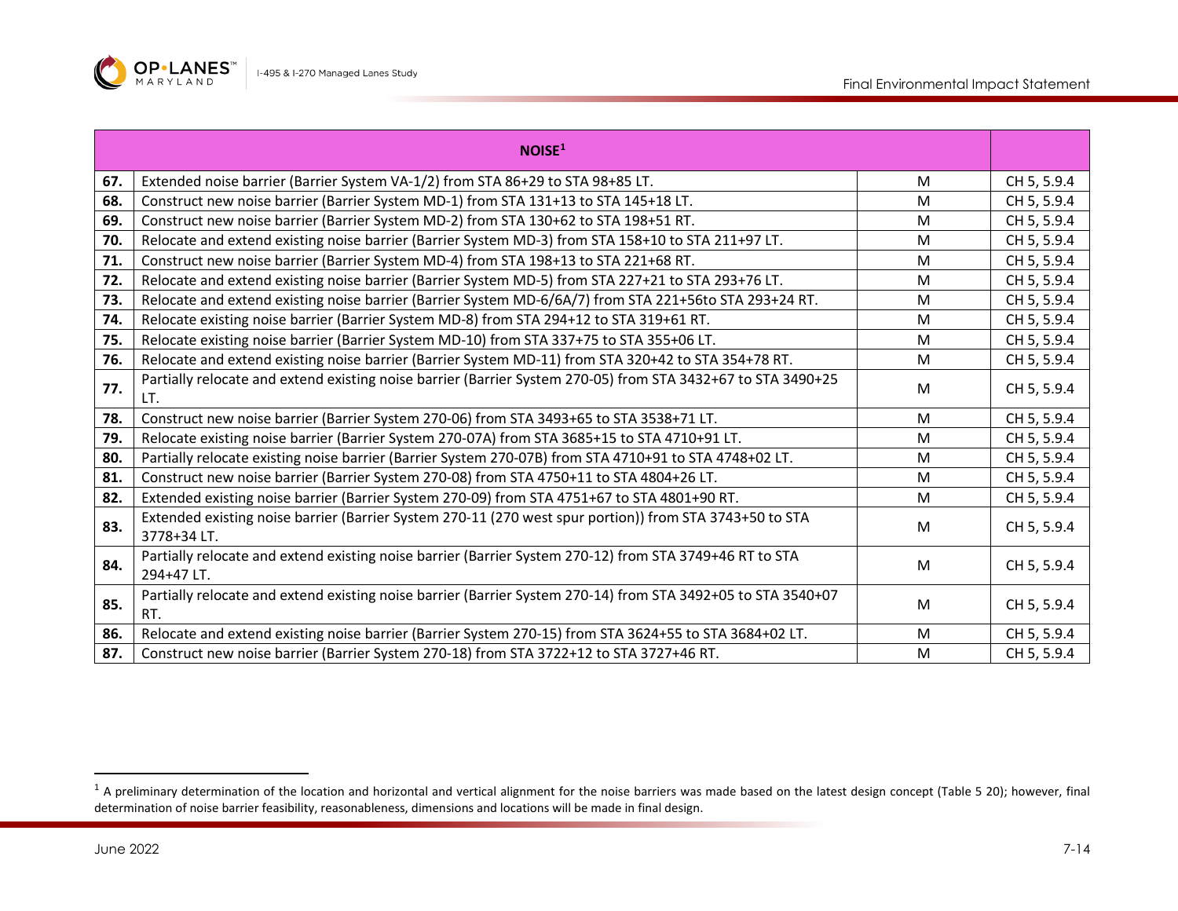| | NOISE[1] | | |
|---|---|---|---|
| **67.** | Extended noise barrier (Barrier System VA-1/2) from STA 86+29 to STA 98+85 LT. | M | CH 5, 5.9.4 |
| **68.** | Construct new noise barrier (Barrier System MD-1) from STA 131+13 to STA 145+18 LT. | M | CH 5, 5.9.4 |
| **69.** | Construct new noise barrier (Barrier System MD-2) from STA 130+62 to STA 198+51 RT. | M | CH 5, 5.9.4 |
| **70.** | Relocate and extend existing noise barrier (Barrier System MD-3) from STA 158+10 to STA 211+97 LT. | M | CH 5, 5.9.4 |
| **71.** | Construct new noise barrier (Barrier System MD-4) from STA 198+13 to STA 221+68 RT. | M | CH 5, 5.9.4 |
| **72.** | Relocate and extend existing noise barrier (Barrier System MD-5) from STA 227+21 to STA 293+76 LT. | M | CH 5, 5.9.4 |
| **73.** | Relocate and extend existing noise barrier (Barrier System MD-6/6A/7) from STA 221+56to STA 293+24 RT. | M | CH 5, 5.9.4 |
| **74.** | Relocate existing noise barrier (Barrier System MD-8) from STA 294+12 to STA 319+61 RT. | M | CH 5, 5.9.4 |
| **75.** | Relocate existing noise barrier (Barrier System MD-10) from STA 337+75 to STA 355+06 LT. | M | CH 5, 5.9.4 |
| **76.** | Relocate and extend existing noise barrier (Barrier System MD-11) from STA 320+42 to STA 354+78 RT. | M | CH 5, 5.9.4 |
| **77.** | Partially relocate and extend existing noise barrier (Barrier System 270-05) from STA 3432+67 to STA 3490+25 LT. | M | CH 5, 5.9.4 |
| **78.** | Construct new noise barrier (Barrier System 270-06) from STA 3493+65 to STA 3538+71 LT. | M | CH 5, 5.9.4 |
| **79.** | Relocate existing noise barrier (Barrier System 270-07A) from STA 3685+15 to STA 4710+91 LT. | M | CH 5, 5.9.4 |
| **80.** | Partially relocate existing noise barrier (Barrier System 270-07B) from STA 4710+91 to STA 4748+02 LT. | M | CH 5, 5.9.4 |
| **81.** | Construct new noise barrier (Barrier System 270-08) from STA 4750+11 to STA 4804+26 LT. | M | CH 5, 5.9.4 |
| **82.** | Extended existing noise barrier (Barrier System 270-09) from STA 4751+67 to STA 4801+90 RT. | M | CH 5, 5.9.4 |
| **83.** | Extended existing noise barrier (Barrier System 270-11 (270 west spur portion)) from STA 3743+50 to STA 3778+34 LT. | M | CH 5, 5.9.4 |
| **84.** | Partially relocate and extend existing noise barrier (Barrier System 270-12) from STA 3749+46 RT to STA 294+47 LT. | M | CH 5, 5.9.4 |
| **85.** | Partially relocate and extend existing noise barrier (Barrier System 270-14) from STA 3492+05 to STA 3540+07 RT. | M | CH 5, 5.9.4 |
| **86.** | Relocate and extend existing noise barrier (Barrier System 270-15) from STA 3624+55 to STA 3684+02 LT. | M | CH 5, 5.9.4 |
| **87.** | Construct new noise barrier (Barrier System 270-18) from STA 3722+12 to STA 3727+46 RT. | M | CH 5, 5.9.4 |

[1] A preliminary determination of the location and horizontal and vertical alignment for the noise barriers was made based on the latest design concept (Table 5 20); however, final determination of noise barrier feasibility, reasonableness, dimensions and locations will be made in final design.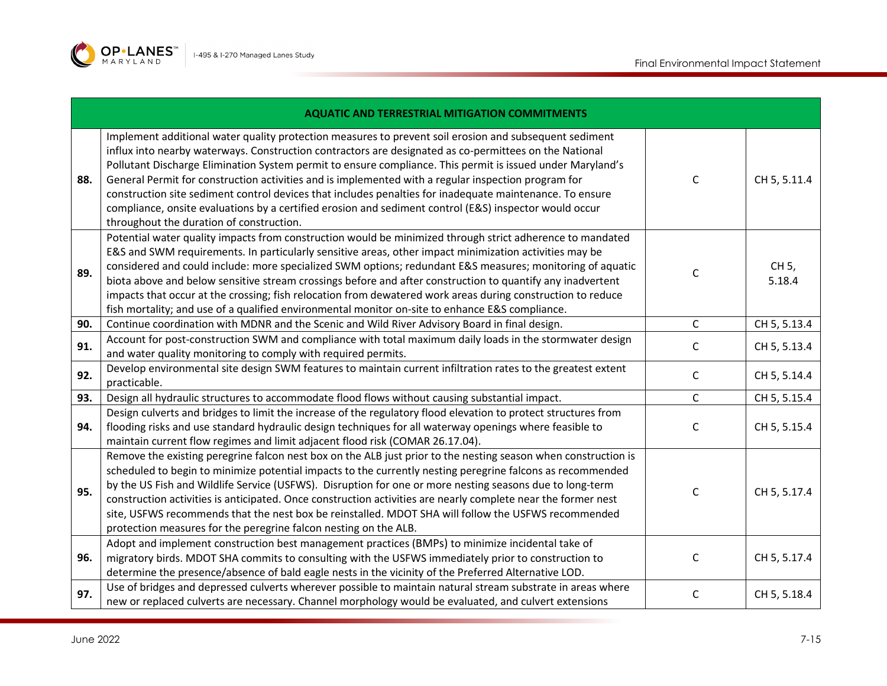| AQUATIC AND TERRESTRIAL MITIGATION COMMITMENTS | | | |
|---|---|---|---|
| **88.** | Implement additional water quality protection measures to prevent soil erosion and subsequent sediment influx into nearby waterways. Construction contractors are designated as co-permittees on the National Pollutant Discharge Elimination System permit to ensure compliance. This permit is issued under Maryland's General Permit for construction activities and is implemented with a regular inspection program for construction site sediment control devices that includes penalties for inadequate maintenance. To ensure compliance, onsite evaluations by a certified erosion and sediment control (E&S) inspector would occur throughout the duration of construction. | C | CH 5, 5.11.4 |
| **89.** | Potential water quality impacts from construction would be minimized through strict adherence to mandated E&S and SWM requirements. In particularly sensitive areas, other impact minimization activities may be considered and could include: more specialized SWM options; redundant E&S measures; monitoring of aquatic biota above and below sensitive stream crossings before and after construction to quantify any inadvertent impacts that occur at the crossing; fish relocation from dewatered work areas during construction to reduce fish mortality; and use of a qualified environmental monitor on-site to enhance E&S compliance. | C | CH 5, 5.18.4 |
| **90.** | Continue coordination with MDNR and the Scenic and Wild River Advisory Board in final design. | C | CH 5, 5.13.4 |
| **91.** | Account for post-construction SWM and compliance with total maximum daily loads in the stormwater design and water quality monitoring to comply with required permits. | C | CH 5, 5.13.4 |
| **92.** | Develop environmental site design SWM features to maintain current infiltration rates to the greatest extent practicable. | C | CH 5, 5.14.4 |
| **93.** | Design all hydraulic structures to accommodate flood flows without causing substantial impact. | C | CH 5, 5.15.4 |
| **94.** | Design culverts and bridges to limit the increase of the regulatory flood elevation to protect structures from flooding risks and use standard hydraulic design techniques for all waterway openings where feasible to maintain current flow regimes and limit adjacent flood risk (COMAR 26.17.04). | C | CH 5, 5.15.4 |
| **95.** | Remove the existing peregrine falcon nest box on the ALB just prior to the nesting season when construction is scheduled to begin to minimize potential impacts to the currently nesting peregrine falcons as recommended by the US Fish and Wildlife Service (USFWS). Disruption for one or more nesting seasons due to long-term construction activities is anticipated. Once construction activities are nearly complete near the former nest site, USFWS recommends that the nest box be reinstalled. MDOT SHA will follow the USFWS recommended protection measures for the peregrine falcon nesting on the ALB. | C | CH 5, 5.17.4 |
| **96.** | Adopt and implement construction best management practices (BMPs) to minimize incidental take of migratory birds. MDOT SHA commits to consulting with the USFWS immediately prior to construction to determine the presence/absence of bald eagle nests in the vicinity of the Preferred Alternative LOD. | C | CH 5, 5.17.4 |
| **97.** | Use of bridges and depressed culverts wherever possible to maintain natural stream substrate in areas where new or replaced culverts are necessary. Channel morphology would be evaluated, and culvert extensions | C | CH 5, 5.18.4 |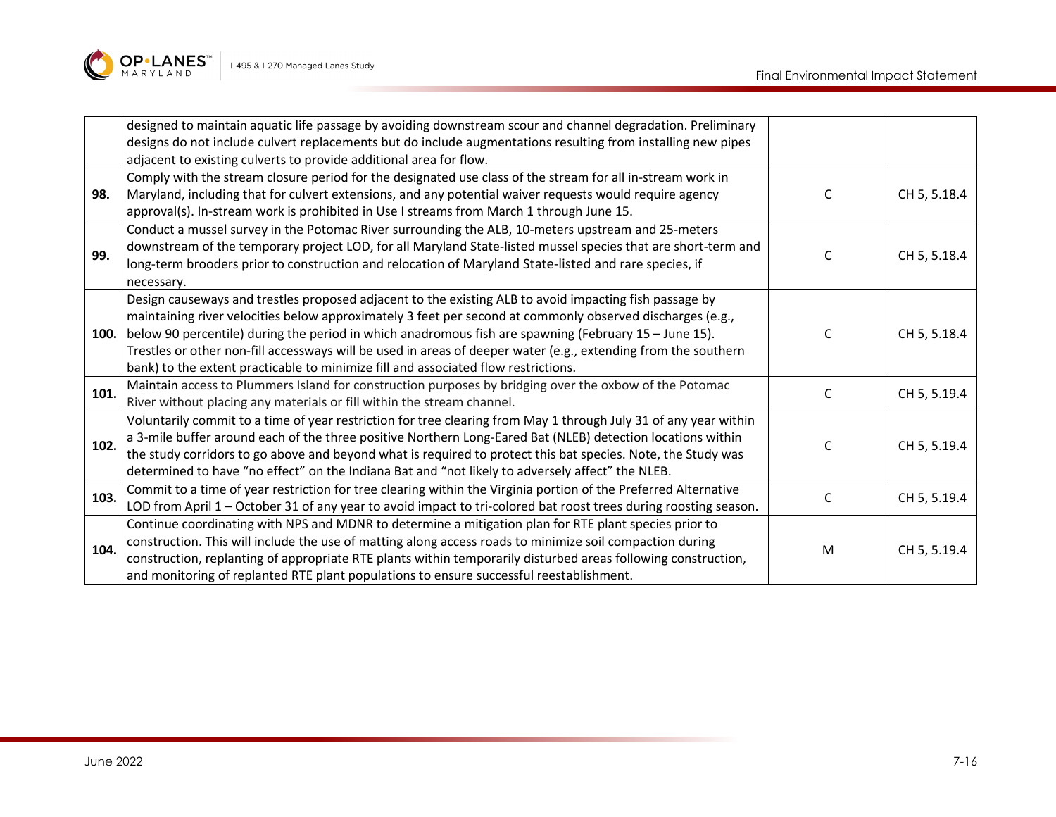| | | | |
|---|---|---|---|
| | designed to maintain aquatic life passage by avoiding downstream scour and channel degradation. Preliminary designs do not include culvert replacements but do include augmentations resulting from installing new pipes adjacent to existing culverts to provide additional area for flow. | | |
| **98.** | Comply with the stream closure period for the designated use class of the stream for all in-stream work in Maryland, including that for culvert extensions, and any potential waiver requests would require agency approval(s). In-stream work is prohibited in Use I streams from March 1 through June 15. | C | CH 5, 5.18.4 |
| **99.** | Conduct a mussel survey in the Potomac River surrounding the ALB, 10-meters upstream and 25-meters downstream of the temporary project LOD, for all Maryland State-listed mussel species that are short-term and long-term brooders prior to construction and relocation of Maryland State-listed and rare species, if necessary. | C | CH 5, 5.18.4 |
| **100.** | Design causeways and trestles proposed adjacent to the existing ALB to avoid impacting fish passage by maintaining river velocities below approximately 3 feet per second at commonly observed discharges (e.g., below 90 percentile) during the period in which anadromous fish are spawning (February 15 – June 15). Trestles or other non-fill accessways will be used in areas of deeper water (e.g., extending from the southern bank) to the extent practicable to minimize fill and associated flow restrictions. | C | CH 5, 5.18.4 |
| **101.** | Maintain access to Plummers Island for construction purposes by bridging over the oxbow of the Potomac River without placing any materials or fill within the stream channel. | C | CH 5, 5.19.4 |
| **102.** | Voluntarily commit to a time of year restriction for tree clearing from May 1 through July 31 of any year within a 3-mile buffer around each of the three positive Northern Long-Eared Bat (NLEB) detection locations within the study corridors to go above and beyond what is required to protect this bat species. Note, the Study was determined to have "no effect" on the Indiana Bat and "not likely to adversely affect" the NLEB. | C | CH 5, 5.19.4 |
| **103.** | Commit to a time of year restriction for tree clearing within the Virginia portion of the Preferred Alternative LOD from April 1 – October 31 of any year to avoid impact to tri-colored bat roost trees during roosting season. | C | CH 5, 5.19.4 |
| **104.** | Continue coordinating with NPS and MDNR to determine a mitigation plan for RTE plant species prior to construction. This will include the use of matting along access roads to minimize soil compaction during construction, replanting of appropriate RTE plants within temporarily disturbed areas following construction, and monitoring of replanted RTE plant populations to ensure successful reestablishment. | M | CH 5, 5.19.4 |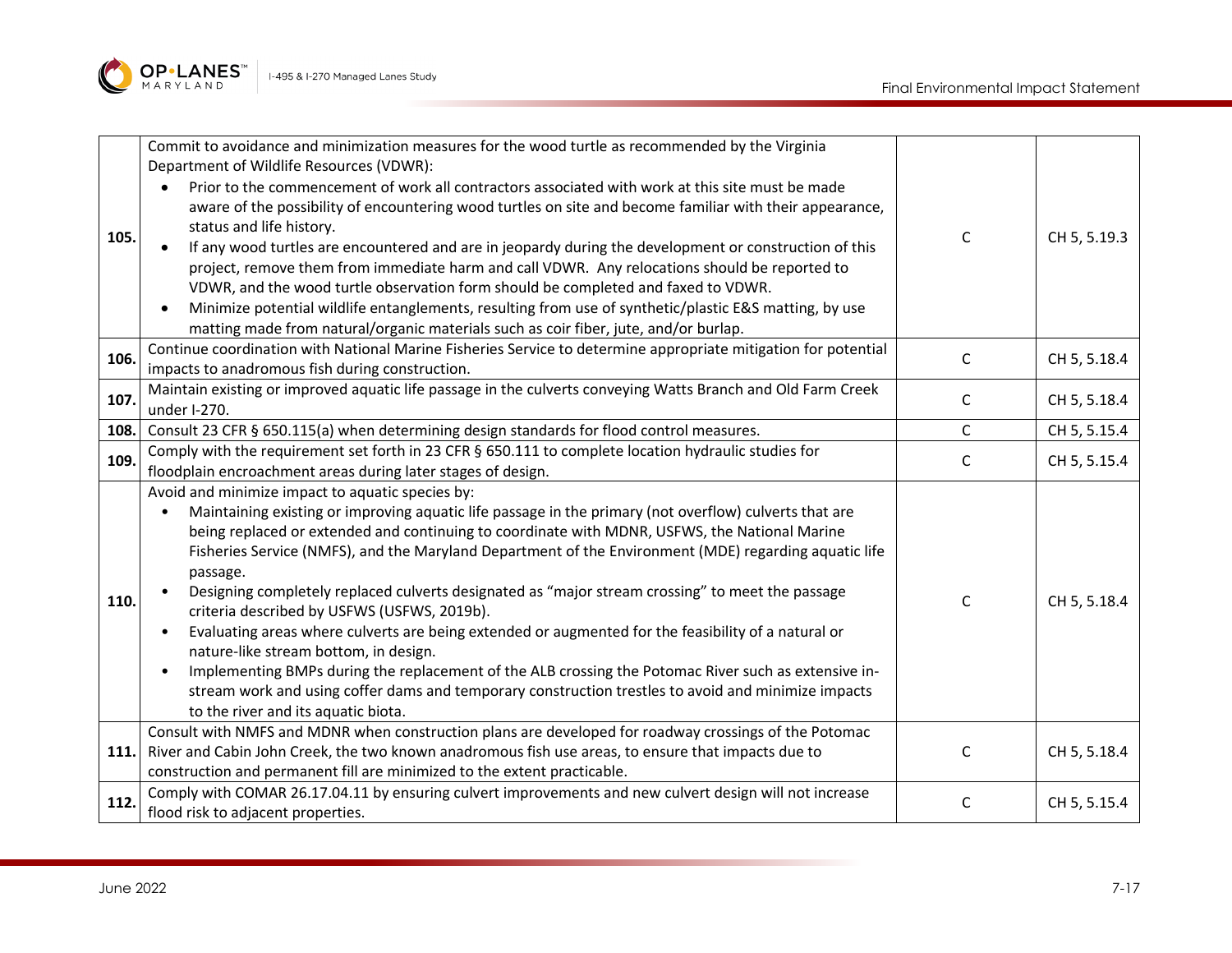| | | | |
|---|---|---|---|
| **105.** | Commit to avoidance and minimization measures for the wood turtle as recommended by the Virginia Department of Wildlife Resources (VDWR):<br>• Prior to the commencement of work all contractors associated with work at this site must be made aware of the possibility of encountering wood turtles on site and become familiar with their appearance, status and life history.<br>• If any wood turtles are encountered and are in jeopardy during the development or construction of this project, remove them from immediate harm and call VDWR. Any relocations should be reported to VDWR, and the wood turtle observation form should be completed and faxed to VDWR.<br>• Minimize potential wildlife entanglements, resulting from use of synthetic/plastic E&S matting, by use matting made from natural/organic materials such as coir fiber, jute, and/or burlap. | C | CH 5, 5.19.3 |
| **106.** | Continue coordination with National Marine Fisheries Service to determine appropriate mitigation for potential impacts to anadromous fish during construction. | C | CH 5, 5.18.4 |
| **107.** | Maintain existing or improved aquatic life passage in the culverts conveying Watts Branch and Old Farm Creek under I-270. | C | CH 5, 5.18.4 |
| **108.** | Consult 23 CFR § 650.115(a) when determining design standards for flood control measures. | C | CH 5, 5.15.4 |
| **109.** | Comply with the requirement set forth in 23 CFR § 650.111 to complete location hydraulic studies for floodplain encroachment areas during later stages of design. | C | CH 5, 5.15.4 |
| **110.** | Avoid and minimize impact to aquatic species by:<br>• Maintaining existing or improving aquatic life passage in the primary (not overflow) culverts that are being replaced or extended and continuing to coordinate with MDNR, USFWS, the National Marine Fisheries Service (NMFS), and the Maryland Department of the Environment (MDE) regarding aquatic life passage.<br>• Designing completely replaced culverts designated as "major stream crossing" to meet the passage criteria described by USFWS (USFWS, 2019b).<br>• Evaluating areas where culverts are being extended or augmented for the feasibility of a natural or nature-like stream bottom, in design.<br>• Implementing BMPs during the replacement of the ALB crossing the Potomac River such as extensive in-stream work and using coffer dams and temporary construction trestles to avoid and minimize impacts to the river and its aquatic biota. | C | CH 5, 5.18.4 |
| **111.** | Consult with NMFS and MDNR when construction plans are developed for roadway crossings of the Potomac River and Cabin John Creek, the two known anadromous fish use areas, to ensure that impacts due to construction and permanent fill are minimized to the extent practicable. | C | CH 5, 5.18.4 |
| **112.** | Comply with COMAR 26.17.04.11 by ensuring culvert improvements and new culvert design will not increase flood risk to adjacent properties. | C | CH 5, 5.15.4 |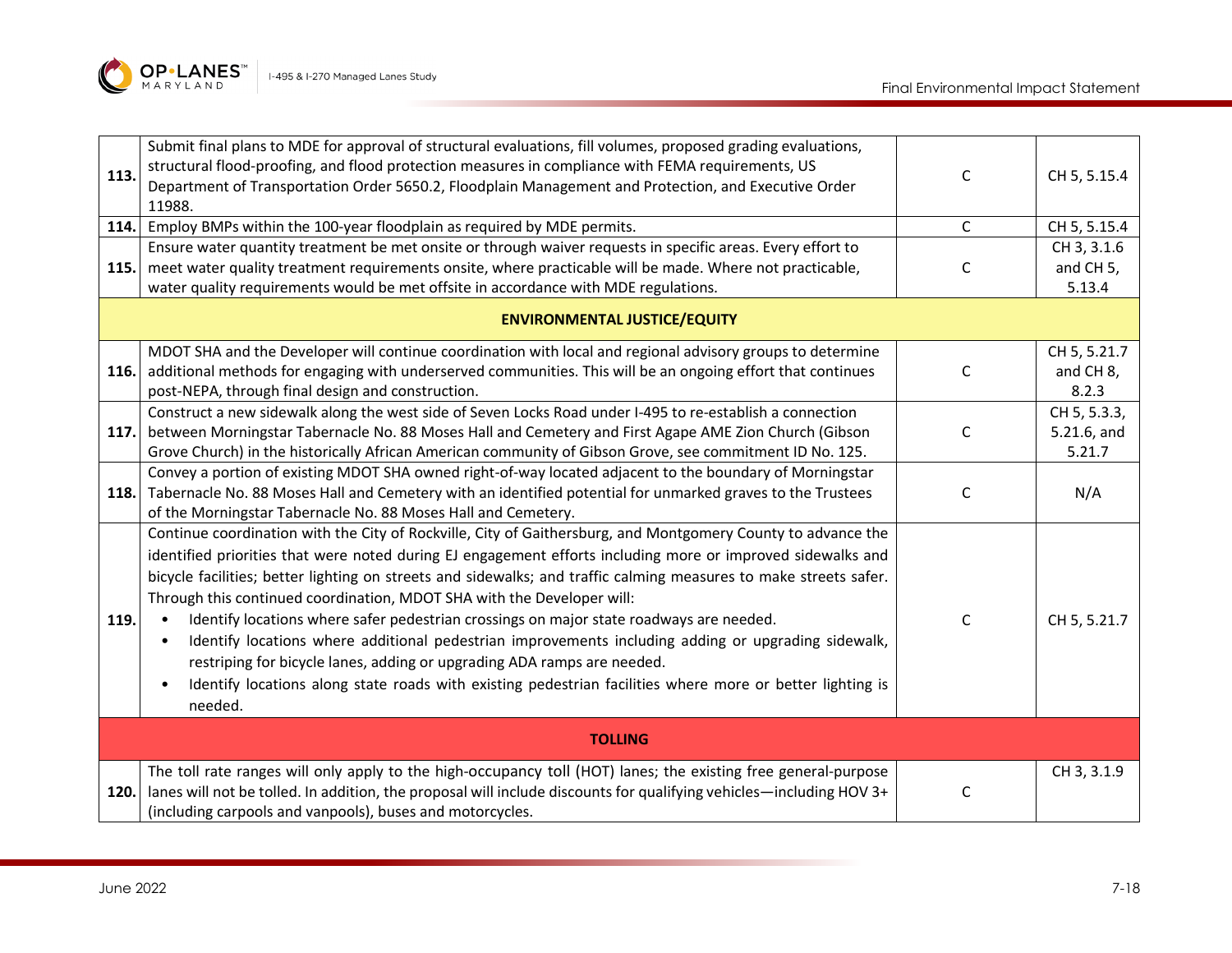| | | | |
|---|---|---|---|
| **113.** | Submit final plans to MDE for approval of structural evaluations, fill volumes, proposed grading evaluations, structural flood-proofing, and flood protection measures in compliance with FEMA requirements, US Department of Transportation Order 5650.2, Floodplain Management and Protection, and Executive Order 11988. | C | CH 5, 5.15.4 |
| **114.** | Employ BMPs within the 100-year floodplain as required by MDE permits. | C | CH 5, 5.15.4 |
| **115.** | Ensure water quantity treatment be met onsite or through waiver requests in specific areas. Every effort to meet water quality treatment requirements onsite, where practicable will be made. Where not practicable, water quality requirements would be met offsite in accordance with MDE regulations. | C | CH 3, 3.1.6 and CH 5, 5.13.4 |
| | **ENVIRONMENTAL JUSTICE/EQUITY** | | |
| **116.** | MDOT SHA and the Developer will continue coordination with local and regional advisory groups to determine additional methods for engaging with underserved communities. This will be an ongoing effort that continues post-NEPA, through final design and construction. | C | CH 5, 5.21.7 and CH 8, 8.2.3 |
| **117.** | Construct a new sidewalk along the west side of Seven Locks Road under I-495 to re-establish a connection between Morningstar Tabernacle No. 88 Moses Hall and Cemetery and First Agape AME Zion Church (Gibson Grove Church) in the historically African American community of Gibson Grove, see commitment ID No. 125. | C | CH 5, 5.3.3, 5.21.6, and 5.21.7 |
| **118.** | Convey a portion of existing MDOT SHA owned right-of-way located adjacent to the boundary of Morningstar Tabernacle No. 88 Moses Hall and Cemetery with an identified potential for unmarked graves to the Trustees of the Morningstar Tabernacle No. 88 Moses Hall and Cemetery. | C | N/A |
| **119.** | Continue coordination with the City of Rockville, City of Gaithersburg, and Montgomery County to advance the identified priorities that were noted during EJ engagement efforts including more or improved sidewalks and bicycle facilities; better lighting on streets and sidewalks; and traffic calming measures to make streets safer. Through this continued coordination, MDOT SHA with the Developer will:<br>• Identify locations where safer pedestrian crossings on major state roadways are needed.<br>• Identify locations where additional pedestrian improvements including adding or upgrading sidewalk, restriping for bicycle lanes, adding or upgrading ADA ramps are needed.<br>• Identify locations along state roads with existing pedestrian facilities where more or better lighting is needed. | C | CH 5, 5.21.7 |
| | **TOLLING** | | |
| **120.** | The toll rate ranges will only apply to the high-occupancy toll (HOT) lanes; the existing free general-purpose lanes will not be tolled. In addition, the proposal will include discounts for qualifying vehicles—including HOV 3+ (including carpools and vanpools), buses and motorcycles. | C | CH 3, 3.1.9 |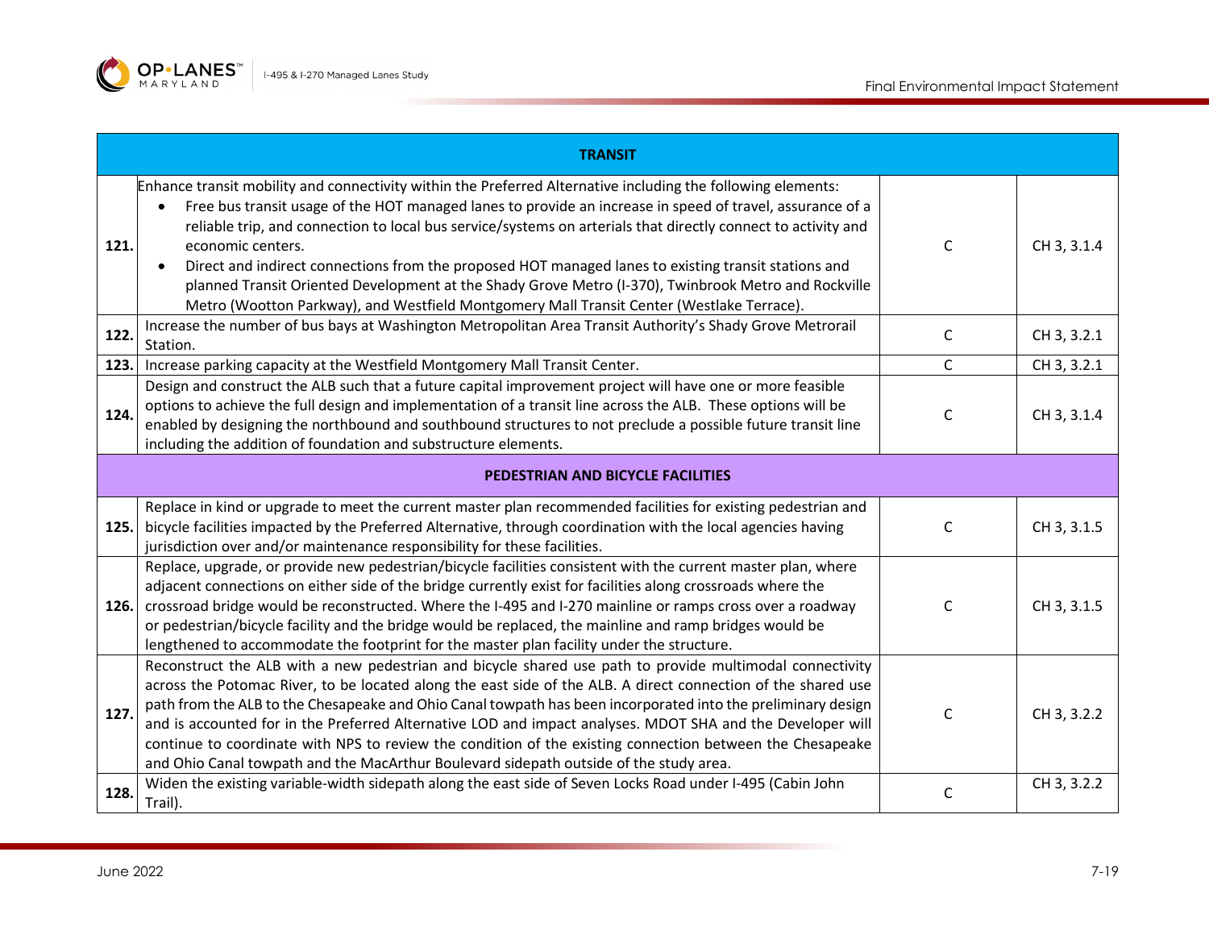| | TRANSIT | | |
|---|---|---|---|
| 121. | Enhance transit mobility and connectivity within the Preferred Alternative including the following elements: <br>• Free bus transit usage of the HOT managed lanes to provide an increase in speed of travel, assurance of a reliable trip, and connection to local bus service/systems on arterials that directly connect to activity and economic centers. <br>• Direct and indirect connections from the proposed HOT managed lanes to existing transit stations and planned Transit Oriented Development at the Shady Grove Metro (I-370), Twinbrook Metro and Rockville Metro (Wootton Parkway), and Westfield Montgomery Mall Transit Center (Westlake Terrace). | C | CH 3, 3.1.4 |
| 122. | Increase the number of bus bays at Washington Metropolitan Area Transit Authority's Shady Grove Metrorail Station. | C | CH 3, 3.2.1 |
| 123. | Increase parking capacity at the Westfield Montgomery Mall Transit Center. | C | CH 3, 3.2.1 |
| 124. | Design and construct the ALB such that a future capital improvement project will have one or more feasible options to achieve the full design and implementation of a transit line across the ALB. These options will be enabled by designing the northbound and southbound structures to not preclude a possible future transit line including the addition of foundation and substructure elements. | C | CH 3, 3.1.4 |
| | **PEDESTRIAN AND BICYCLE FACILITIES** | | |
| 125. | Replace in kind or upgrade to meet the current master plan recommended facilities for existing pedestrian and bicycle facilities impacted by the Preferred Alternative, through coordination with the local agencies having jurisdiction over and/or maintenance responsibility for these facilities. | C | CH 3, 3.1.5 |
| 126. | Replace, upgrade, or provide new pedestrian/bicycle facilities consistent with the current master plan, where adjacent connections on either side of the bridge currently exist for facilities along crossroads where the crossroad bridge would be reconstructed. Where the I-495 and I-270 mainline or ramps cross over a roadway or pedestrian/bicycle facility and the bridge would be replaced, the mainline and ramp bridges would be lengthened to accommodate the footprint for the master plan facility under the structure. | C | CH 3, 3.1.5 |
| 127. | Reconstruct the ALB with a new pedestrian and bicycle shared use path to provide multimodal connectivity across the Potomac River, to be located along the east side of the ALB. A direct connection of the shared use path from the ALB to the Chesapeake and Ohio Canal towpath has been incorporated into the preliminary design and is accounted for in the Preferred Alternative LOD and impact analyses. MDOT SHA and the Developer will continue to coordinate with NPS to review the condition of the existing connection between the Chesapeake and Ohio Canal towpath and the MacArthur Boulevard sidepath outside of the study area. | C | CH 3, 3.2.2 |
| 128. | Widen the existing variable-width sidepath along the east side of Seven Locks Road under I-495 (Cabin John Trail). | C | CH 3, 3.2.2 |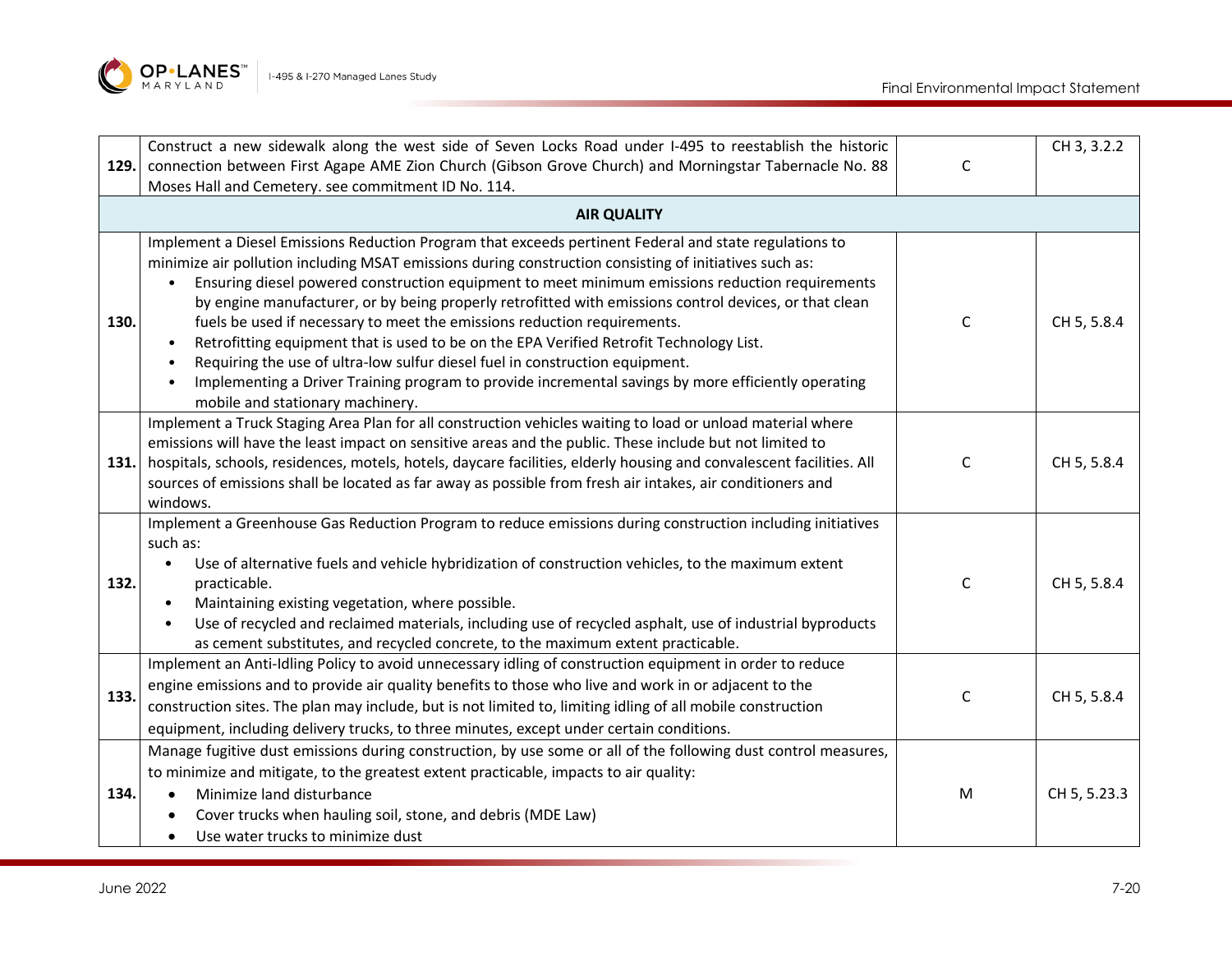| | | | |
|---|---|---|---|
| **129.** | Construct a new sidewalk along the west side of Seven Locks Road under I-495 to reestablish the historic connection between First Agape AME Zion Church (Gibson Grove Church) and Morningstar Tabernacle No. 88 Moses Hall and Cemetery. see commitment ID No. 114. | C | CH 3, 3.2.2 |
| | **AIR QUALITY** | | |
| **130.** | Implement a Diesel Emissions Reduction Program that exceeds pertinent Federal and state regulations to minimize air pollution including MSAT emissions during construction consisting of initiatives such as:<br>• Ensuring diesel powered construction equipment to meet minimum emissions reduction requirements by engine manufacturer, or by being properly retrofitted with emissions control devices, or that clean fuels be used if necessary to meet the emissions reduction requirements.<br>• Retrofitting equipment that is used to be on the EPA Verified Retrofit Technology List.<br>• Requiring the use of ultra-low sulfur diesel fuel in construction equipment.<br>• Implementing a Driver Training program to provide incremental savings by more efficiently operating mobile and stationary machinery. | C | CH 5, 5.8.4 |
| **131.** | Implement a Truck Staging Area Plan for all construction vehicles waiting to load or unload material where emissions will have the least impact on sensitive areas and the public. These include but not limited to hospitals, schools, residences, motels, hotels, daycare facilities, elderly housing and convalescent facilities. All sources of emissions shall be located as far away as possible from fresh air intakes, air conditioners and windows. | C | CH 5, 5.8.4 |
| **132.** | Implement a Greenhouse Gas Reduction Program to reduce emissions during construction including initiatives such as:<br>• Use of alternative fuels and vehicle hybridization of construction vehicles, to the maximum extent practicable.<br>• Maintaining existing vegetation, where possible.<br>• Use of recycled and reclaimed materials, including use of recycled asphalt, use of industrial byproducts as cement substitutes, and recycled concrete, to the maximum extent practicable. | C | CH 5, 5.8.4 |
| **133.** | Implement an Anti-Idling Policy to avoid unnecessary idling of construction equipment in order to reduce engine emissions and to provide air quality benefits to those who live and work in or adjacent to the construction sites. The plan may include, but is not limited to, limiting idling of all mobile construction equipment, including delivery trucks, to three minutes, except under certain conditions. | C | CH 5, 5.8.4 |
| **134.** | Manage fugitive dust emissions during construction, by use some or all of the following dust control measures, to minimize and mitigate, to the greatest extent practicable, impacts to air quality:<br>• Minimize land disturbance<br>• Cover trucks when hauling soil, stone, and debris (MDE Law)<br>• Use water trucks to minimize dust | M | CH 5, 5.23.3 |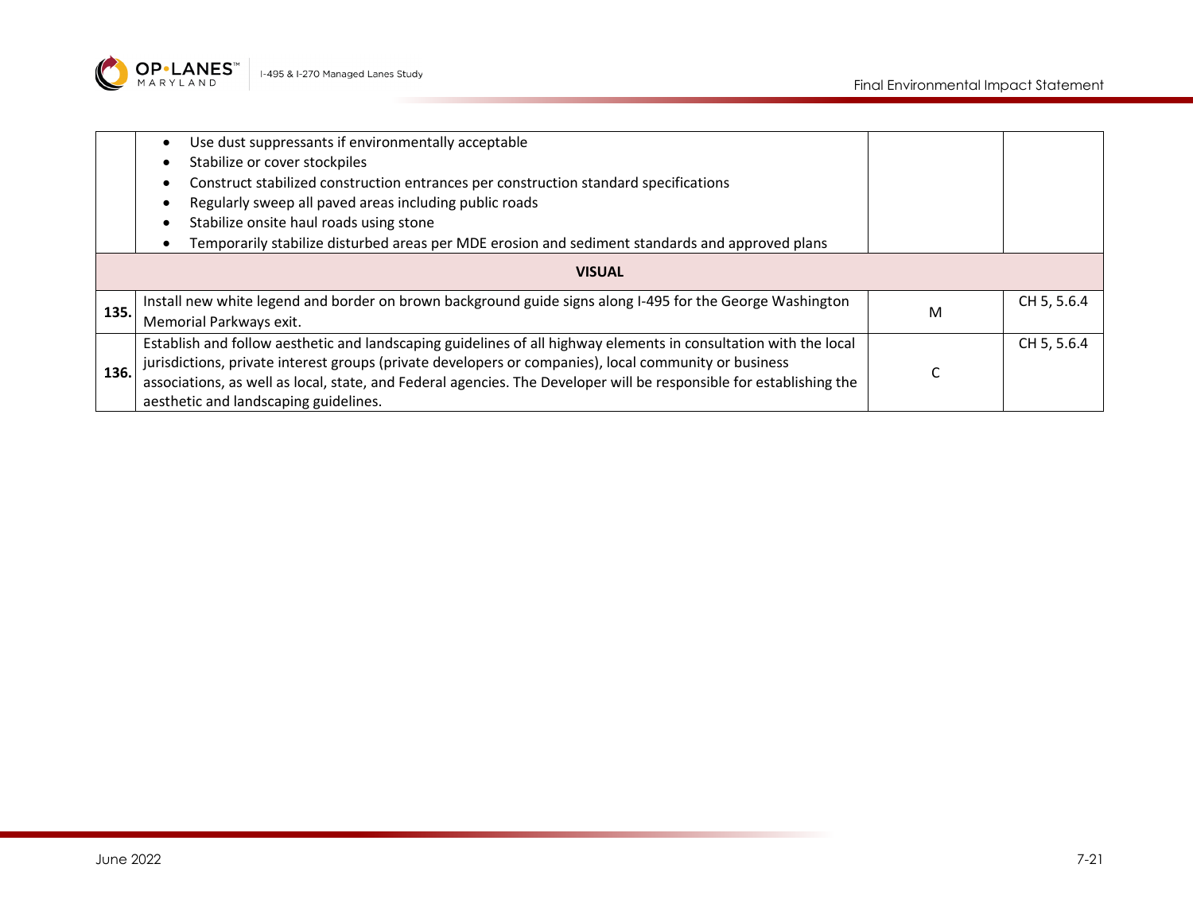| | | | |
|---|---|---|---|
| | • Use dust suppressants if environmentally acceptable<br>• Stabilize or cover stockpiles<br>• Construct stabilized construction entrances per construction standard specifications<br>• Regularly sweep all paved areas including public roads<br>• Stabilize onsite haul roads using stone<br>• Temporarily stabilize disturbed areas per MDE erosion and sediment standards and approved plans | | |
| | **VISUAL** | | |
| **135.** | Install new white legend and border on brown background guide signs along I-495 for the George Washington Memorial Parkways exit. | M | CH 5, 5.6.4 |
| **136.** | Establish and follow aesthetic and landscaping guidelines of all highway elements in consultation with the local jurisdictions, private interest groups (private developers or companies), local community or business associations, as well as local, state, and Federal agencies. The Developer will be responsible for establishing the aesthetic and landscaping guidelines. | C | CH 5, 5.6.4 |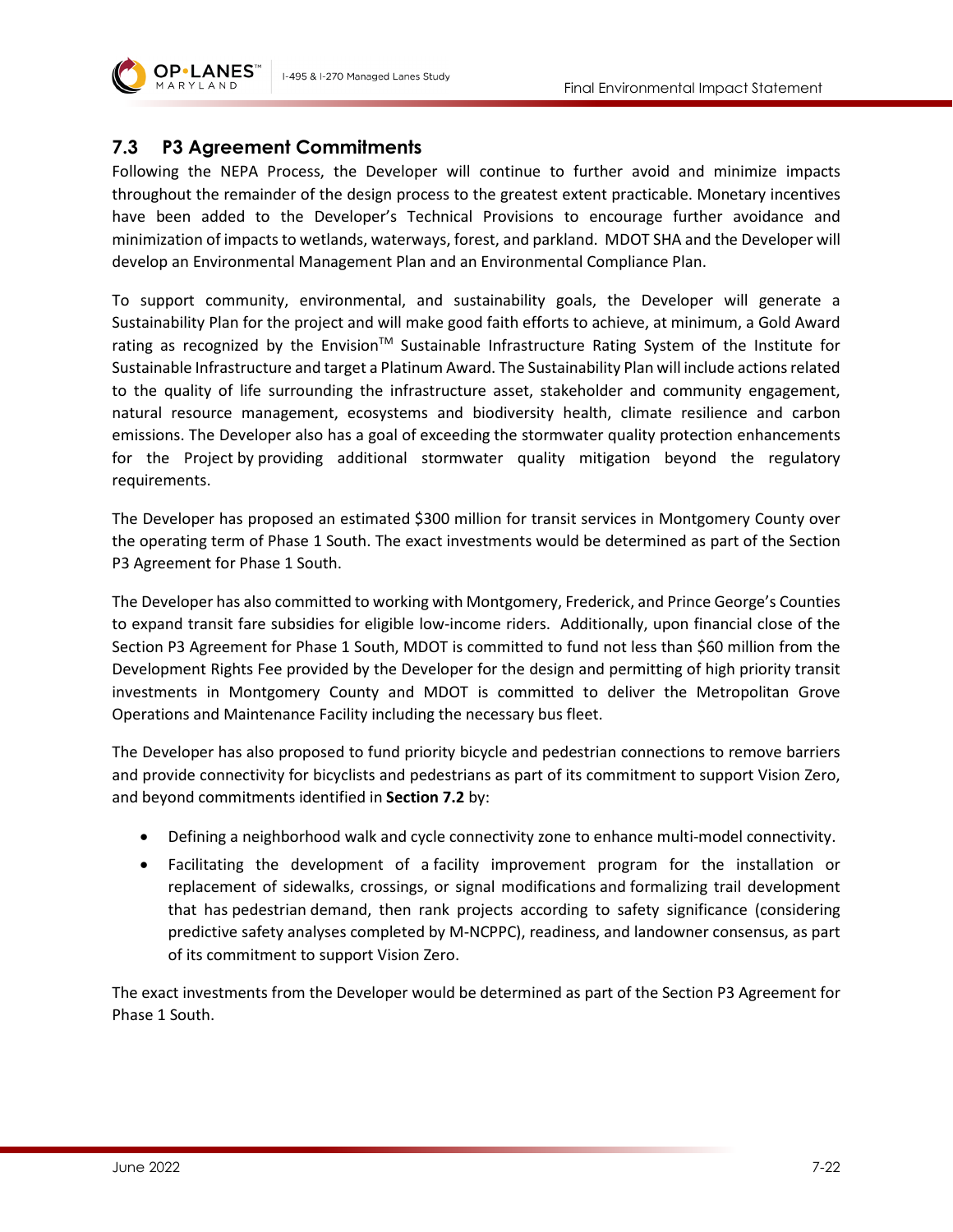## 7.3 P3 Agreement Commitments

Following the NEPA Process, the Developer will continue to further avoid and minimize impacts throughout the remainder of the design process to the greatest extent practicable. Monetary incentives have been added to the Developer's Technical Provisions to encourage further avoidance and minimization of impacts to wetlands, waterways, forest, and parkland. MDOT SHA and the Developer will develop an Environmental Management Plan and an Environmental Compliance Plan.

To support community, environmental, and sustainability goals, the Developer will generate a Sustainability Plan for the project and will make good faith efforts to achieve, at minimum, a Gold Award rating as recognized by the Envision™ Sustainable Infrastructure Rating System of the Institute for Sustainable Infrastructure and target a Platinum Award. The Sustainability Plan will include actions related to the quality of life surrounding the infrastructure asset, stakeholder and community engagement, natural resource management, ecosystems and biodiversity health, climate resilience and carbon emissions. The Developer also has a goal of exceeding the stormwater quality protection enhancements for the Project by providing additional stormwater quality mitigation beyond the regulatory requirements.

The Developer has proposed an estimated $300 million for transit services in Montgomery County over the operating term of Phase 1 South. The exact investments would be determined as part of the Section P3 Agreement for Phase 1 South.

The Developer has also committed to working with Montgomery, Frederick, and Prince George's Counties to expand transit fare subsidies for eligible low-income riders. Additionally, upon financial close of the Section P3 Agreement for Phase 1 South, MDOT is committed to fund not less than $60 million from the Development Rights Fee provided by the Developer for the design and permitting of high priority transit investments in Montgomery County and MDOT is committed to deliver the Metropolitan Grove Operations and Maintenance Facility including the necessary bus fleet.

The Developer has also proposed to fund priority bicycle and pedestrian connections to remove barriers and provide connectivity for bicyclists and pedestrians as part of its commitment to support Vision Zero, and beyond commitments identified in **Section 7.2** by:

- Defining a neighborhood walk and cycle connectivity zone to enhance multi-model connectivity.
- Facilitating the development of a facility improvement program for the installation or replacement of sidewalks, crossings, or signal modifications and formalizing trail development that has pedestrian demand, then rank projects according to safety significance (considering predictive safety analyses completed by M-NCPPC), readiness, and landowner consensus, as part of its commitment to support Vision Zero.

The exact investments from the Developer would be determined as part of the Section P3 Agreement for Phase 1 South.